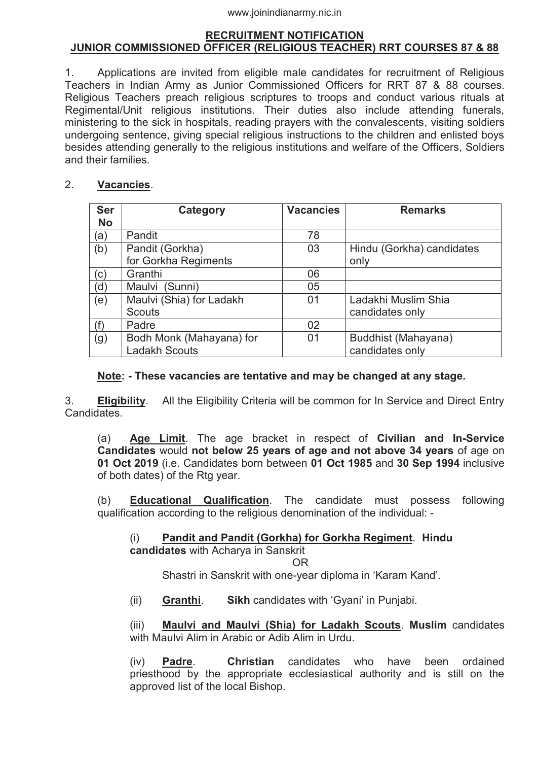www.joinindianarmy.nic.in

## RECRUITMENT NOTIFICATION
## JUNIOR COMMISSIONED OFFICER (RELIGIOUS TEACHER) RRT COURSES 87 & 88

1. Applications are invited from eligible male candidates for recruitment of Religious Teachers in Indian Army as Junior Commissioned Officers for RRT 87 & 88 courses. Religious Teachers preach religious scriptures to troops and conduct various rituals at Regimental/Unit religious institutions. Their duties also include attending funerals, ministering to the sick in hospitals, reading prayers with the convalescents, visiting soldiers undergoing sentence, giving special religious instructions to the children and enlisted boys besides attending generally to the religious institutions and welfare of the Officers, Soldiers and their families.

2. **Vacancies**.

| Ser No | Category | Vacancies | Remarks |
|---|---|---|---|
| (a) | Pandit | 78 | |
| (b) | Pandit (Gorkha) for Gorkha Regiments | 03 | Hindu (Gorkha) candidates only |
| (c) | Granthi | 06 | |
| (d) | Maulvi (Sunni) | 05 | |
| (e) | Maulvi (Shia) for Ladakh Scouts | 01 | Ladakhi Muslim Shia candidates only |
| (f) | Padre | 02 | |
| (g) | Bodh Monk (Mahayana) for Ladakh Scouts | 01 | Buddhist (Mahayana) candidates only |

**Note: - These vacancies are tentative and may be changed at any stage.**

3. **Eligibility**. All the Eligibility Criteria will be common for In Service and Direct Entry Candidates.

(a) **Age Limit**. The age bracket in respect of **Civilian and In-Service Candidates** would **not below 25 years of age and not above 34 years** of age on **01 Oct 2019** (i.e. Candidates born between **01 Oct 1985** and **30 Sep 1994** inclusive of both dates) of the Rtg year.

(b) **Educational Qualification**. The candidate must possess following qualification according to the religious denomination of the individual: -

(i) **Pandit and Pandit (Gorkha) for Gorkha Regiment**. **Hindu candidates** with Acharya in Sanskrit

OR

Shastri in Sanskrit with one-year diploma in 'Karam Kand'.

(ii) **Granthi**. **Sikh** candidates with 'Gyani' in Punjabi.

(iii) **Maulvi and Maulvi (Shia) for Ladakh Scouts**. **Muslim** candidates with Maulvi Alim in Arabic or Adib Alim in Urdu.

(iv) **Padre**. **Christian** candidates who have been ordained priesthood by the appropriate ecclesiastical authority and is still on the approved list of the local Bishop.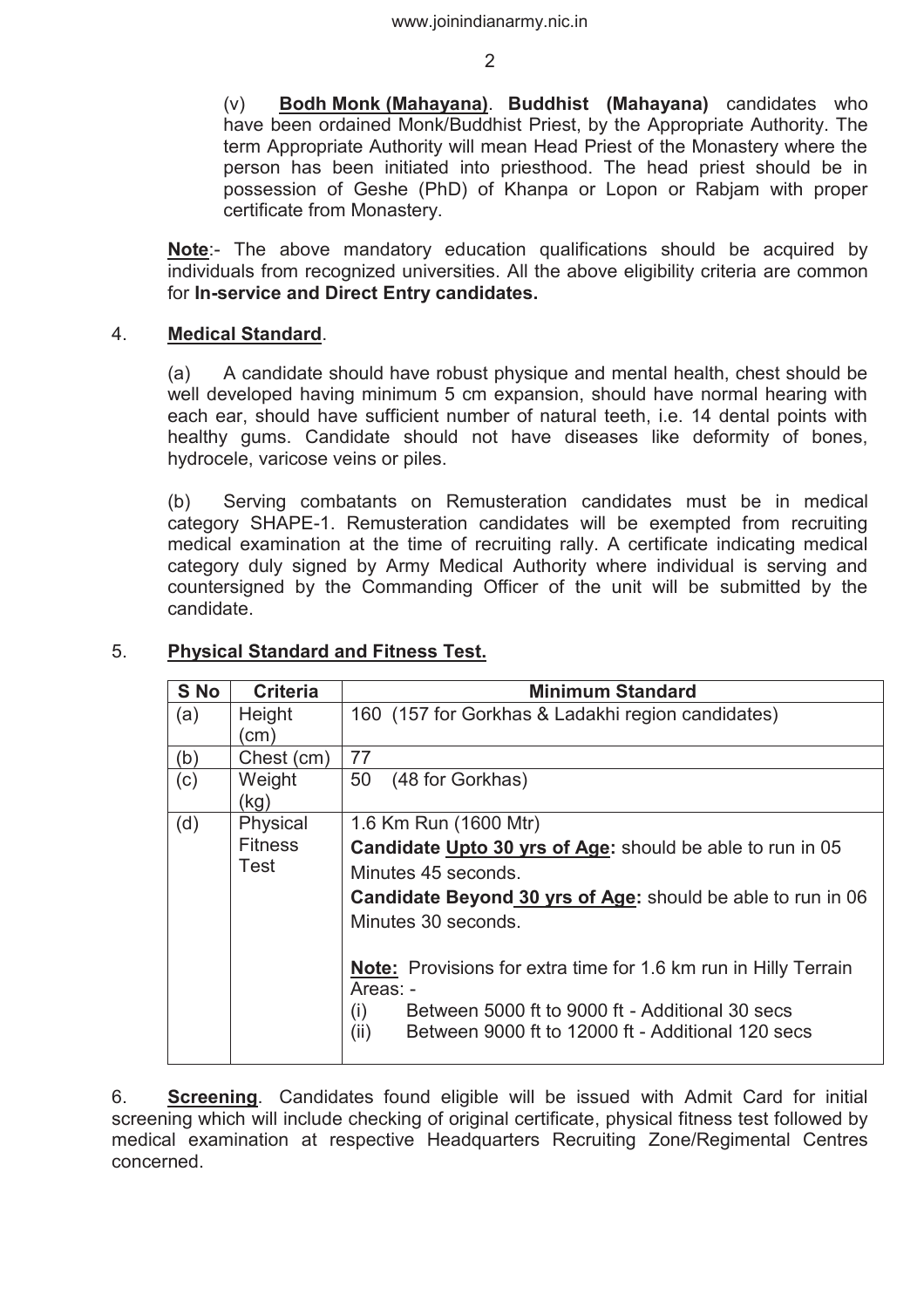(v) **Bodh Monk (Mahayana)**. **Buddhist (Mahayana)** candidates who have been ordained Monk/Buddhist Priest, by the Appropriate Authority. The term Appropriate Authority will mean Head Priest of the Monastery where the person has been initiated into priesthood. The head priest should be in possession of Geshe (PhD) of Khanpa or Lopon or Rabjam with proper certificate from Monastery.

**Note**:- The above mandatory education qualifications should be acquired by individuals from recognized universities. All the above eligibility criteria are common for **In-service and Direct Entry candidates.**

4. **Medical Standard**.

(a) A candidate should have robust physique and mental health, chest should be well developed having minimum 5 cm expansion, should have normal hearing with each ear, should have sufficient number of natural teeth, i.e. 14 dental points with healthy gums. Candidate should not have diseases like deformity of bones, hydrocele, varicose veins or piles.

(b) Serving combatants on Remusteration candidates must be in medical category SHAPE-1. Remusteration candidates will be exempted from recruiting medical examination at the time of recruiting rally. A certificate indicating medical category duly signed by Army Medical Authority where individual is serving and countersigned by the Commanding Officer of the unit will be submitted by the candidate.

5. **Physical Standard and Fitness Test.**

| S No | Criteria | Minimum Standard |
|---|---|---|
| (a) | Height (cm) | 160 (157 for Gorkhas & Ladakhi region candidates) |
| (b) | Chest (cm) | 77 |
| (c) | Weight (kg) | 50 (48 for Gorkhas) |
| (d) | Physical Fitness Test | 1.6 Km Run (1600 Mtr)<br>**Candidate Upto 30 yrs of Age:** should be able to run in 05 Minutes 45 seconds.<br>**Candidate Beyond 30 yrs of Age:** should be able to run in 06 Minutes 30 seconds.<br><br>**Note:** Provisions for extra time for 1.6 km run in Hilly Terrain Areas: -<br>(i) Between 5000 ft to 9000 ft - Additional 30 secs<br>(ii) Between 9000 ft to 12000 ft - Additional 120 secs |

6. **Screening**. Candidates found eligible will be issued with Admit Card for initial screening which will include checking of original certificate, physical fitness test followed by medical examination at respective Headquarters Recruiting Zone/Regimental Centres concerned.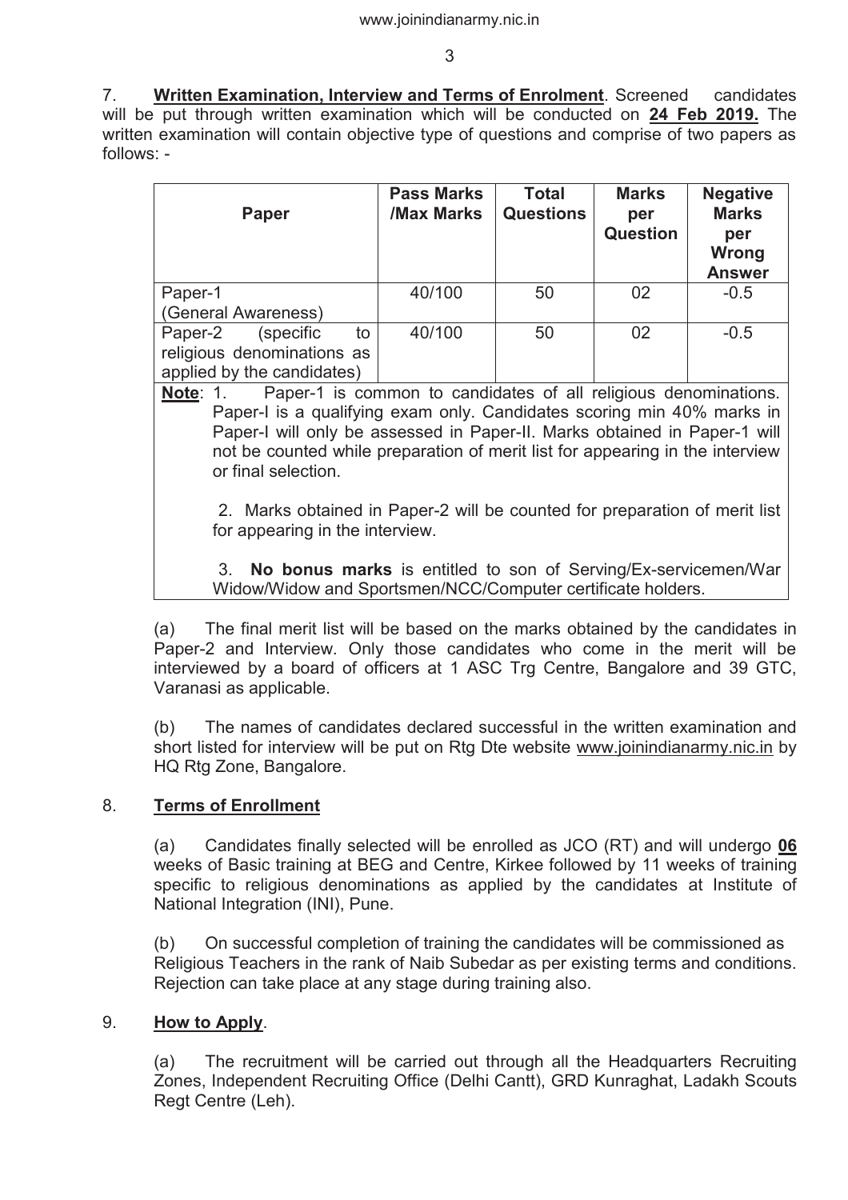7. **Written Examination, Interview and Terms of Enrolment**. Screened candidates will be put through written examination which will be conducted on **24 Feb 2019.** The written examination will contain objective type of questions and comprise of two papers as follows: -

| Paper | Pass Marks /Max Marks | Total Questions | Marks per Question | Negative Marks per Wrong Answer |
|---|---|---|---|---|
| Paper-1 (General Awareness) | 40/100 | 50 | 02 | -0.5 |
| Paper-2 (specific to religious denominations as applied by the candidates) | 40/100 | 50 | 02 | -0.5 |

**Note**: 1. Paper-1 is common to candidates of all religious denominations. Paper-I is a qualifying exam only. Candidates scoring min 40% marks in Paper-I will only be assessed in Paper-II. Marks obtained in Paper-1 will not be counted while preparation of merit list for appearing in the interview or final selection.

2. Marks obtained in Paper-2 will be counted for preparation of merit list for appearing in the interview.

3. **No bonus marks** is entitled to son of Serving/Ex-servicemen/War Widow/Widow and Sportsmen/NCC/Computer certificate holders.

(a) The final merit list will be based on the marks obtained by the candidates in Paper-2 and Interview. Only those candidates who come in the merit will be interviewed by a board of officers at 1 ASC Trg Centre, Bangalore and 39 GTC, Varanasi as applicable.

(b) The names of candidates declared successful in the written examination and short listed for interview will be put on Rtg Dte website www.joinindianarmy.nic.in by HQ Rtg Zone, Bangalore.

8. **Terms of Enrollment**

(a) Candidates finally selected will be enrolled as JCO (RT) and will undergo **06** weeks of Basic training at BEG and Centre, Kirkee followed by 11 weeks of training specific to religious denominations as applied by the candidates at Institute of National Integration (INI), Pune.

(b) On successful completion of training the candidates will be commissioned as Religious Teachers in the rank of Naib Subedar as per existing terms and conditions. Rejection can take place at any stage during training also.

9. **How to Apply**.

(a) The recruitment will be carried out through all the Headquarters Recruiting Zones, Independent Recruiting Office (Delhi Cantt), GRD Kunraghat, Ladakh Scouts Regt Centre (Leh).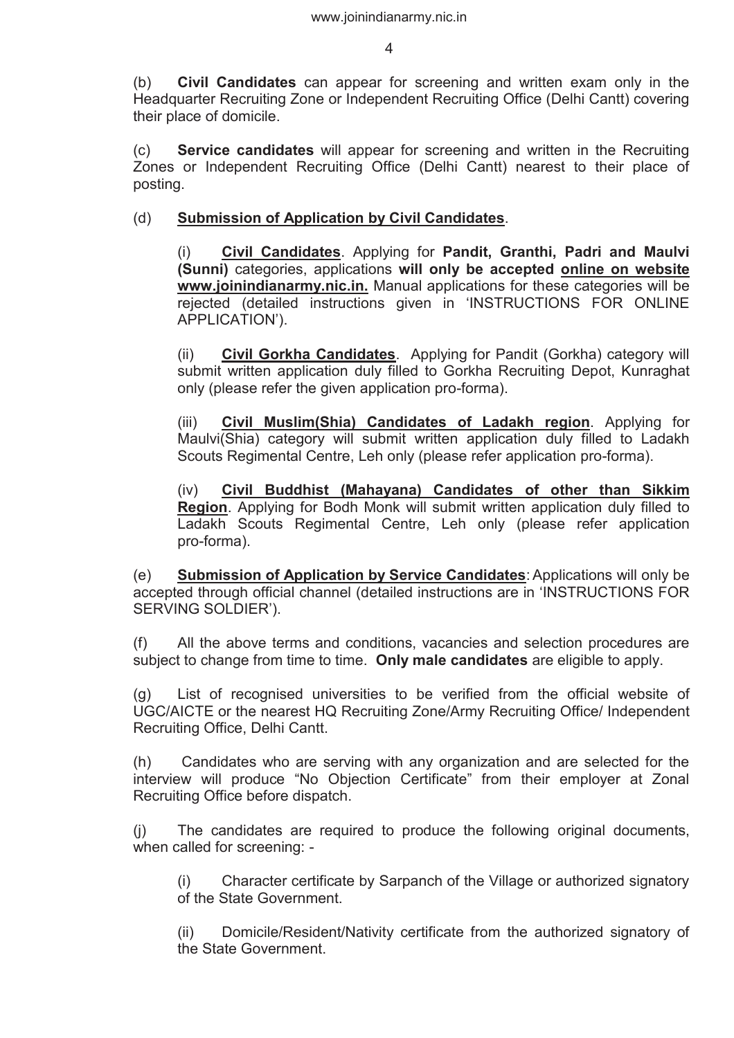(b) **Civil Candidates** can appear for screening and written exam only in the Headquarter Recruiting Zone or Independent Recruiting Office (Delhi Cantt) covering their place of domicile.

(c) **Service candidates** will appear for screening and written in the Recruiting Zones or Independent Recruiting Office (Delhi Cantt) nearest to their place of posting.

(d) **<u>Submission of Application by Civil Candidates</u>**.

(i) **<u>Civil Candidates</u>**. Applying for **Pandit, Granthi, Padri and Maulvi (Sunni)** categories, applications **will only be accepted <u>online on website www.joinindianarmy.nic.in.</u>** Manual applications for these categories will be rejected (detailed instructions given in 'INSTRUCTIONS FOR ONLINE APPLICATION').

(ii) **<u>Civil Gorkha Candidates</u>**. Applying for Pandit (Gorkha) category will submit written application duly filled to Gorkha Recruiting Depot, Kunraghat only (please refer the given application pro-forma).

(iii) **<u>Civil Muslim(Shia) Candidates of Ladakh region</u>**. Applying for Maulvi(Shia) category will submit written application duly filled to Ladakh Scouts Regimental Centre, Leh only (please refer application pro-forma).

(iv) **<u>Civil Buddhist (Mahayana) Candidates of other than Sikkim Region</u>**. Applying for Bodh Monk will submit written application duly filled to Ladakh Scouts Regimental Centre, Leh only (please refer application pro-forma).

(e) **<u>Submission of Application by Service Candidates</u>**: Applications will only be accepted through official channel (detailed instructions are in 'INSTRUCTIONS FOR SERVING SOLDIER').

(f) All the above terms and conditions, vacancies and selection procedures are subject to change from time to time. **Only male candidates** are eligible to apply.

(g) List of recognised universities to be verified from the official website of UGC/AICTE or the nearest HQ Recruiting Zone/Army Recruiting Office/ Independent Recruiting Office, Delhi Cantt.

(h) Candidates who are serving with any organization and are selected for the interview will produce "No Objection Certificate" from their employer at Zonal Recruiting Office before dispatch.

(j) The candidates are required to produce the following original documents, when called for screening: -

(i) Character certificate by Sarpanch of the Village or authorized signatory of the State Government.

(ii) Domicile/Resident/Nativity certificate from the authorized signatory of the State Government.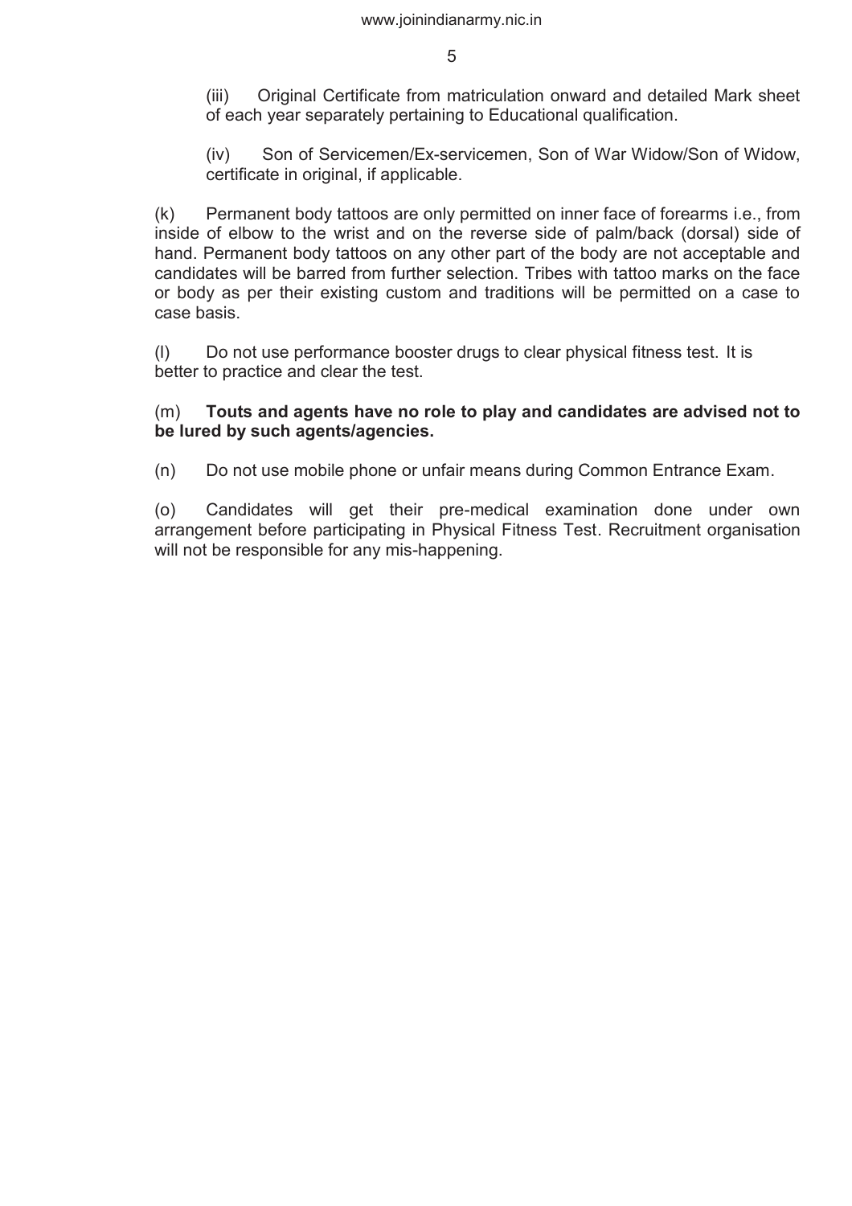(iii) Original Certificate from matriculation onward and detailed Mark sheet of each year separately pertaining to Educational qualification.

(iv) Son of Servicemen/Ex-servicemen, Son of War Widow/Son of Widow, certificate in original, if applicable.

(k) Permanent body tattoos are only permitted on inner face of forearms i.e., from inside of elbow to the wrist and on the reverse side of palm/back (dorsal) side of hand. Permanent body tattoos on any other part of the body are not acceptable and candidates will be barred from further selection. Tribes with tattoo marks on the face or body as per their existing custom and traditions will be permitted on a case to case basis.

(l) Do not use performance booster drugs to clear physical fitness test. It is better to practice and clear the test.

(m) **Touts and agents have no role to play and candidates are advised not to be lured by such agents/agencies.**

(n) Do not use mobile phone or unfair means during Common Entrance Exam.

(o) Candidates will get their pre-medical examination done under own arrangement before participating in Physical Fitness Test. Recruitment organisation will not be responsible for any mis-happening.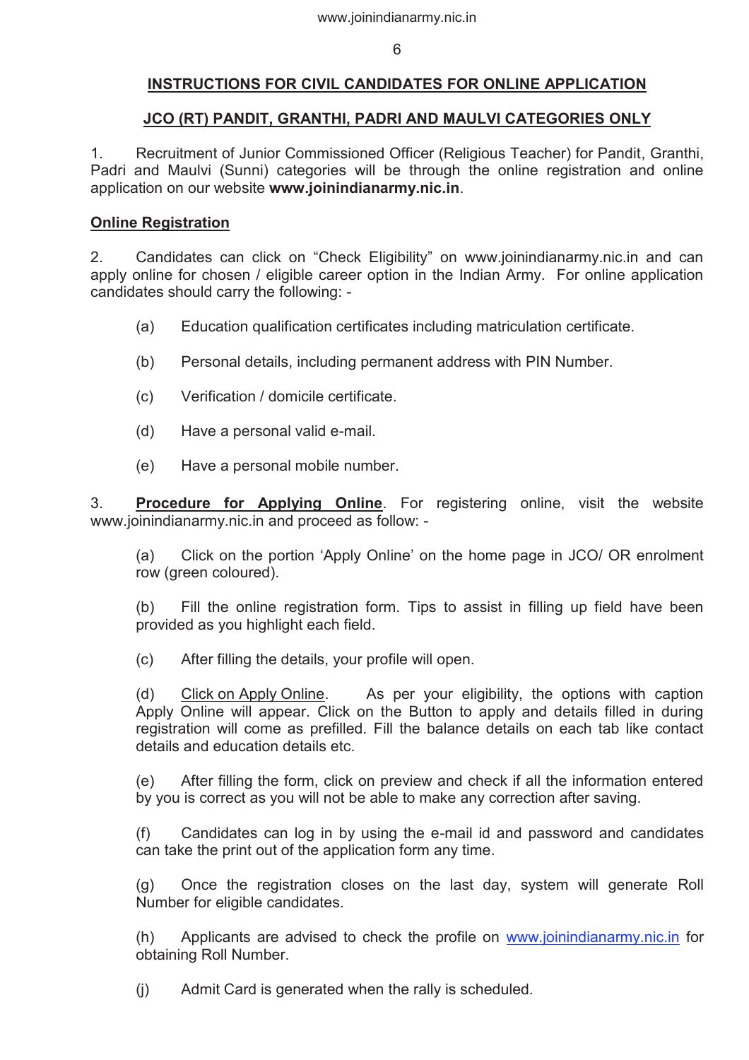## INSTRUCTIONS FOR CIVIL CANDIDATES FOR ONLINE APPLICATION

## JCO (RT) PANDIT, GRANTHI, PADRI AND MAULVI CATEGORIES ONLY

1. Recruitment of Junior Commissioned Officer (Religious Teacher) for Pandit, Granthi, Padri and Maulvi (Sunni) categories will be through the online registration and online application on our website **www.joinindianarmy.nic.in**.

### Online Registration

2. Candidates can click on "Check Eligibility" on www.joinindianarmy.nic.in and can apply online for chosen / eligible career option in the Indian Army. For online application candidates should carry the following: -

(a) Education qualification certificates including matriculation certificate.

(b) Personal details, including permanent address with PIN Number.

(c) Verification / domicile certificate.

(d) Have a personal valid e-mail.

(e) Have a personal mobile number.

3. **Procedure for Applying Online**. For registering online, visit the website www.joinindianarmy.nic.in and proceed as follow: -

(a) Click on the portion 'Apply Online' on the home page in JCO/ OR enrolment row (green coloured).

(b) Fill the online registration form. Tips to assist in filling up field have been provided as you highlight each field.

(c) After filling the details, your profile will open.

(d) Click on Apply Online. As per your eligibility, the options with caption Apply Online will appear. Click on the Button to apply and details filled in during registration will come as prefilled. Fill the balance details on each tab like contact details and education details etc.

(e) After filling the form, click on preview and check if all the information entered by you is correct as you will not be able to make any correction after saving.

(f) Candidates can log in by using the e-mail id and password and candidates can take the print out of the application form any time.

(g) Once the registration closes on the last day, system will generate Roll Number for eligible candidates.

(h) Applicants are advised to check the profile on www.joinindianarmy.nic.in for obtaining Roll Number.

(j) Admit Card is generated when the rally is scheduled.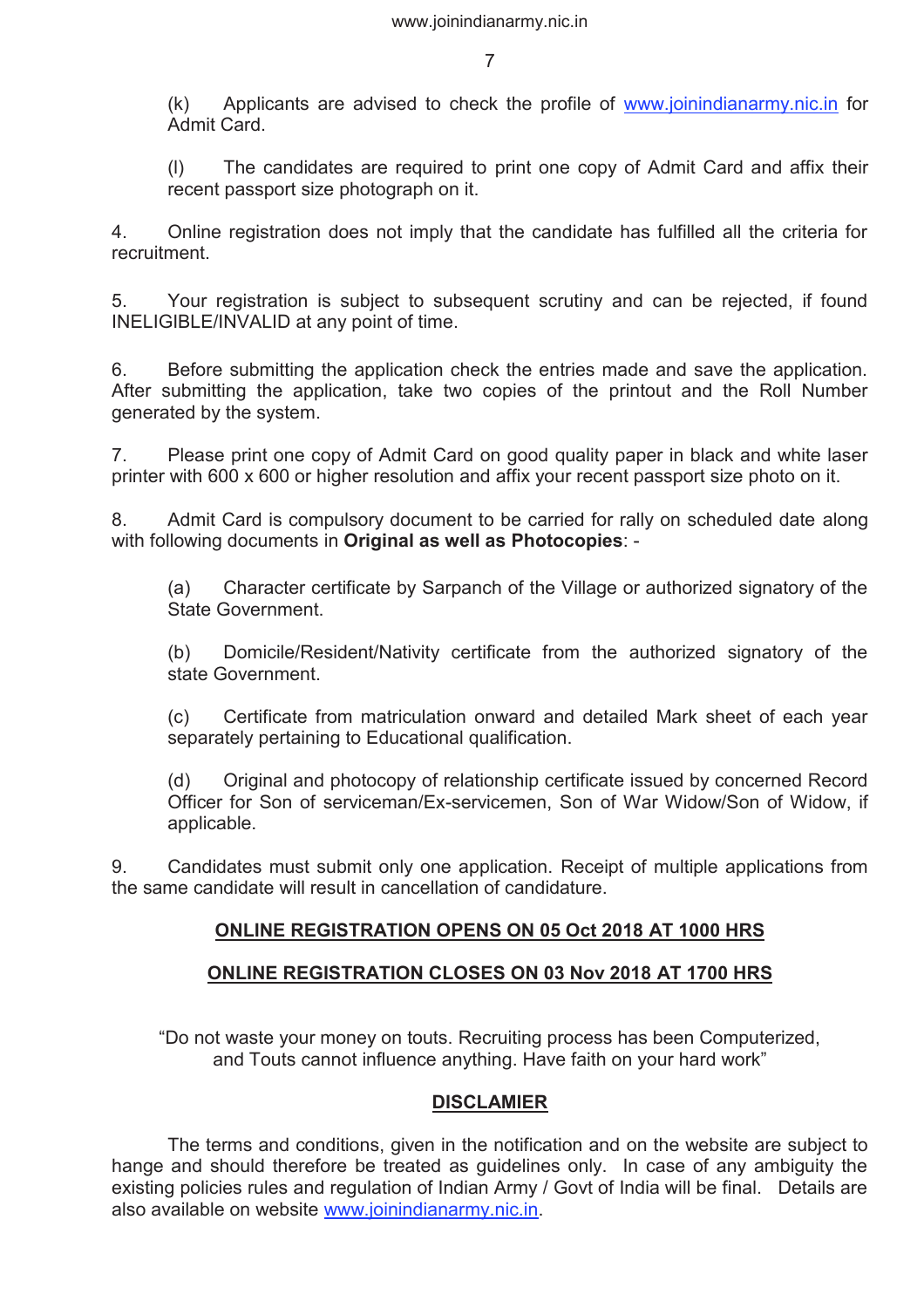(k) Applicants are advised to check the profile of www.joinindianarmy.nic.in for Admit Card.

(l) The candidates are required to print one copy of Admit Card and affix their recent passport size photograph on it.

4. Online registration does not imply that the candidate has fulfilled all the criteria for recruitment.

5. Your registration is subject to subsequent scrutiny and can be rejected, if found INELIGIBLE/INVALID at any point of time.

6. Before submitting the application check the entries made and save the application. After submitting the application, take two copies of the printout and the Roll Number generated by the system.

7. Please print one copy of Admit Card on good quality paper in black and white laser printer with 600 x 600 or higher resolution and affix your recent passport size photo on it.

8. Admit Card is compulsory document to be carried for rally on scheduled date along with following documents in **Original as well as Photocopies**: -

(a) Character certificate by Sarpanch of the Village or authorized signatory of the State Government.

(b) Domicile/Resident/Nativity certificate from the authorized signatory of the state Government.

(c) Certificate from matriculation onward and detailed Mark sheet of each year separately pertaining to Educational qualification.

(d) Original and photocopy of relationship certificate issued by concerned Record Officer for Son of serviceman/Ex-servicemen, Son of War Widow/Son of Widow, if applicable.

9. Candidates must submit only one application. Receipt of multiple applications from the same candidate will result in cancellation of candidature.

**ONLINE REGISTRATION OPENS ON 05 Oct 2018 AT 1000 HRS**

**ONLINE REGISTRATION CLOSES ON 03 Nov 2018 AT 1700 HRS**

"Do not waste your money on touts. Recruiting process has been Computerized, and Touts cannot influence anything. Have faith on your hard work"

**DISCLAMIER**

The terms and conditions, given in the notification and on the website are subject to hange and should therefore be treated as guidelines only. In case of any ambiguity the existing policies rules and regulation of Indian Army / Govt of India will be final. Details are also available on website www.joinindianarmy.nic.in.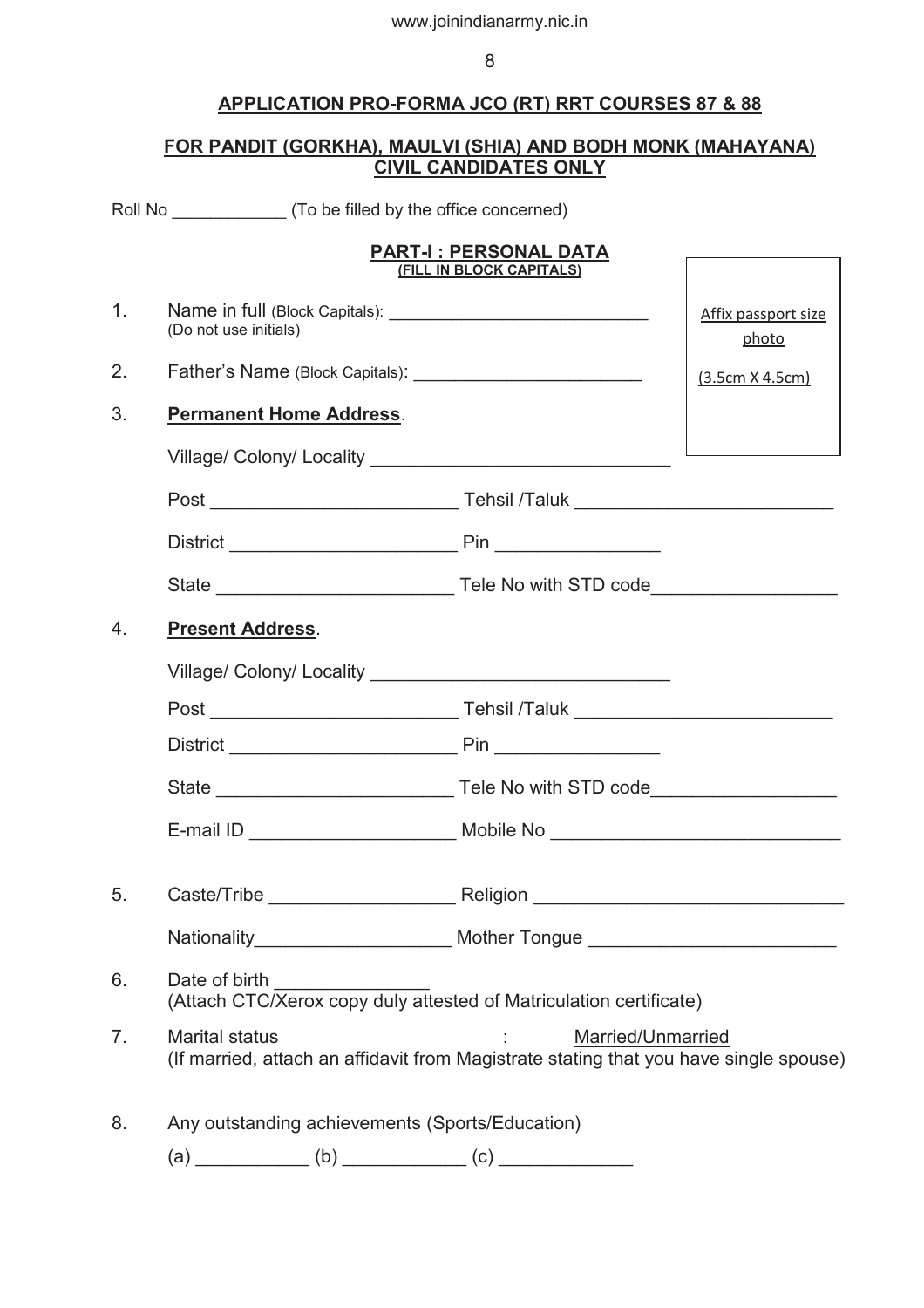## APPLICATION PRO-FORMA JCO (RT) RRT COURSES 87 & 88

## FOR PANDIT (GORKHA), MAULVI (SHIA) AND BODH MONK (MAHAYANA) CIVIL CANDIDATES ONLY

Roll No ____________ (To be filled by the office concerned)

### PART-I : PERSONAL DATA
**(FILL IN BLOCK CAPITALS)**

Affix passport size photo (3.5cm X 4.5cm)

1. Name in full (Block Capitals): ___________________________
   (Do not use initials)

2. Father's Name (Block Capitals): ________________________

3. **Permanent Home Address**.

   Village/ Colony/ Locality _____________________________

   Post ________________________ Tehsil /Taluk _________________________

   District ______________________ Pin ________________

   State _______________________ Tele No with STD code__________________

4. **Present Address**.

   Village/ Colony/ Locality _____________________________

   Post ________________________ Tehsil /Taluk _________________________

   District ______________________ Pin ________________

   State _______________________ Tele No with STD code__________________

   E-mail ID ____________________ Mobile No ____________________________

5. Caste/Tribe __________________ Religion ______________________________

   Nationality___________________ Mother Tongue ________________________

6. Date of birth _______________
   (Attach CTC/Xerox copy duly attested of Matriculation certificate)

7. Marital status : Married/Unmarried
   (If married, attach an affidavit from Magistrate stating that you have single spouse)

8. Any outstanding achievements (Sports/Education)

   (a) ___________ (b) ____________ (c) _____________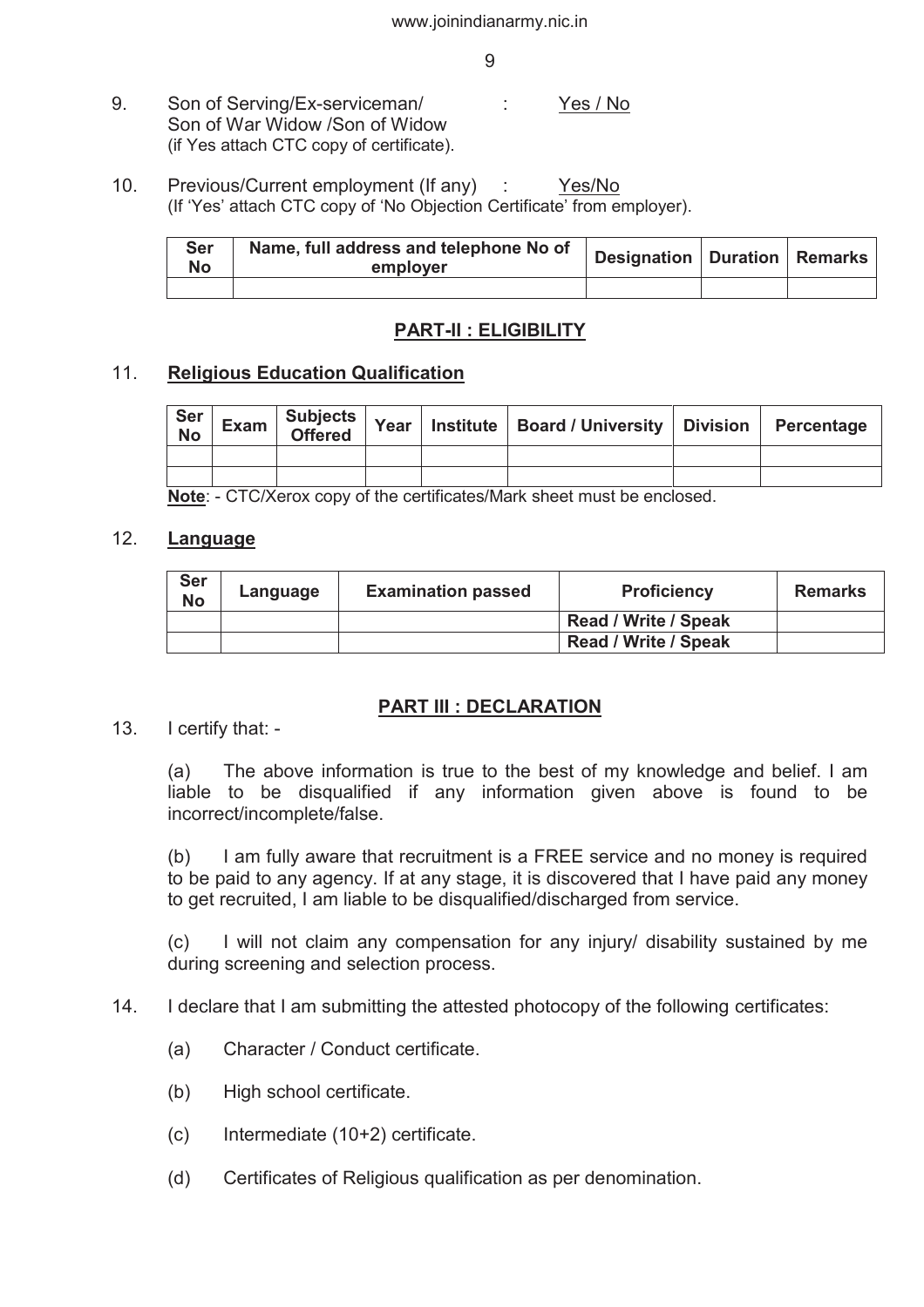9. Son of Serving/Ex-serviceman/ Son of War Widow /Son of Widow (if Yes attach CTC copy of certificate). : Yes / No

10. Previous/Current employment (If any) : Yes/No
(If 'Yes' attach CTC copy of 'No Objection Certificate' from employer).

| Ser No | Name, full address and telephone No of employer | Designation | Duration | Remarks |
|---|---|---|---|---|
| | | | | |

## PART-II : ELIGIBILITY

11. **Religious Education Qualification**

| Ser No | Exam | Subjects Offered | Year | Institute | Board / University | Division | Percentage |
|---|---|---|---|---|---|---|---|
| | | | | | | | |
| | | | | | | | |

**Note**: - CTC/Xerox copy of the certificates/Mark sheet must be enclosed.

12. **Language**

| Ser No | Language | Examination passed | Proficiency | Remarks |
|---|---|---|---|---|
| | | | Read / Write / Speak | |
| | | | Read / Write / Speak | |

## PART III : DECLARATION

13. I certify that: -

(a) The above information is true to the best of my knowledge and belief. I am liable to be disqualified if any information given above is found to be incorrect/incomplete/false.

(b) I am fully aware that recruitment is a FREE service and no money is required to be paid to any agency. If at any stage, it is discovered that I have paid any money to get recruited, I am liable to be disqualified/discharged from service.

(c) I will not claim any compensation for any injury/ disability sustained by me during screening and selection process.

14. I declare that I am submitting the attested photocopy of the following certificates:

(a) Character / Conduct certificate.

(b) High school certificate.

(c) Intermediate (10+2) certificate.

(d) Certificates of Religious qualification as per denomination.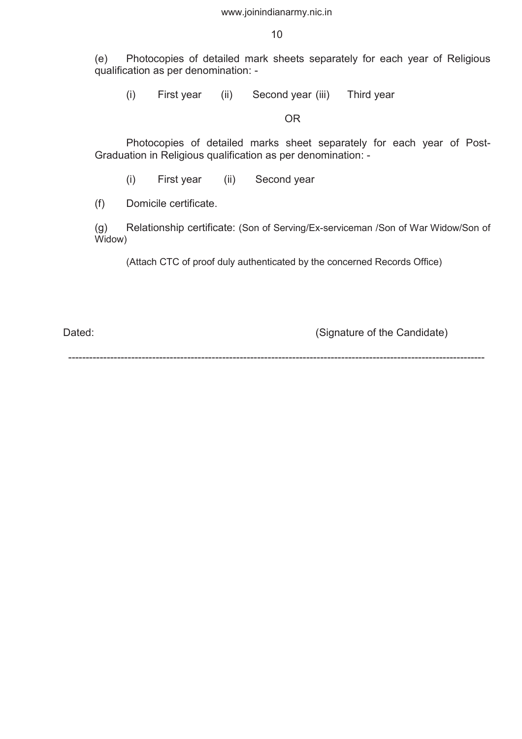(e) Photocopies of detailed mark sheets separately for each year of Religious qualification as per denomination: -

(i) First year (ii) Second year (iii) Third year

OR

Photocopies of detailed marks sheet separately for each year of Post-Graduation in Religious qualification as per denomination: -

(i) First year (ii) Second year

(f) Domicile certificate.

(g) Relationship certificate: (Son of Serving/Ex-serviceman /Son of War Widow/Son of Widow)

(Attach CTC of proof duly authenticated by the concerned Records Office)

Dated: (Signature of the Candidate)

---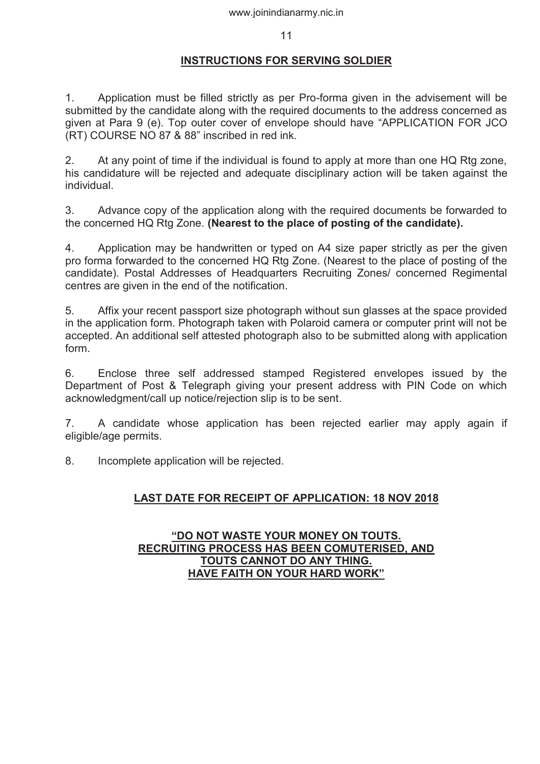## INSTRUCTIONS FOR SERVING SOLDIER

1. Application must be filled strictly as per Pro-forma given in the advisement will be submitted by the candidate along with the required documents to the address concerned as given at Para 9 (e). Top outer cover of envelope should have "APPLICATION FOR JCO (RT) COURSE NO 87 & 88" inscribed in red ink.

2. At any point of time if the individual is found to apply at more than one HQ Rtg zone, his candidature will be rejected and adequate disciplinary action will be taken against the individual.

3. Advance copy of the application along with the required documents be forwarded to the concerned HQ Rtg Zone. **(Nearest to the place of posting of the candidate).**

4. Application may be handwritten or typed on A4 size paper strictly as per the given pro forma forwarded to the concerned HQ Rtg Zone. (Nearest to the place of posting of the candidate). Postal Addresses of Headquarters Recruiting Zones/ concerned Regimental centres are given in the end of the notification.

5. Affix your recent passport size photograph without sun glasses at the space provided in the application form. Photograph taken with Polaroid camera or computer print will not be accepted. An additional self attested photograph also to be submitted along with application form.

6. Enclose three self addressed stamped Registered envelopes issued by the Department of Post & Telegraph giving your present address with PIN Code on which acknowledgment/call up notice/rejection slip is to be sent.

7. A candidate whose application has been rejected earlier may apply again if eligible/age permits.

8. Incomplete application will be rejected.

**LAST DATE FOR RECEIPT OF APPLICATION: 18 NOV 2018**

**"DO NOT WASTE YOUR MONEY ON TOUTS.
RECRUITING PROCESS HAS BEEN COMUTERISED, AND
TOUTS CANNOT DO ANY THING.
HAVE FAITH ON YOUR HARD WORK"**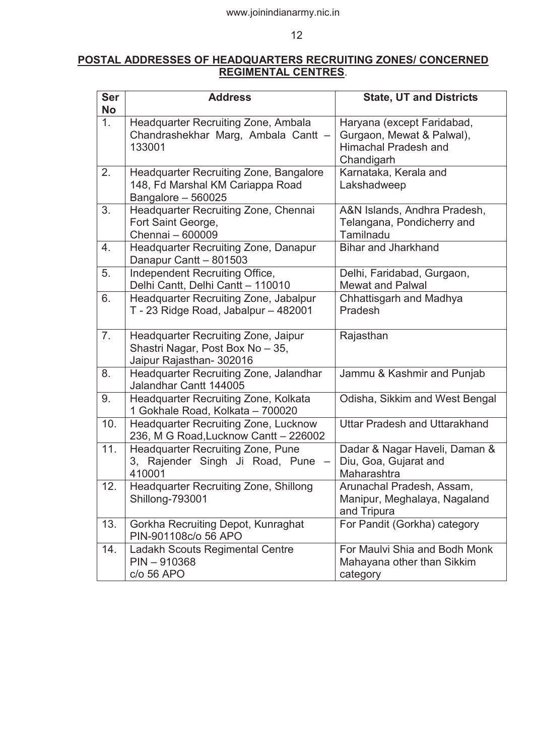**POSTAL ADDRESSES OF HEADQUARTERS RECRUITING ZONES/ CONCERNED REGIMENTAL CENTRES**.

| Ser No | Address | State, UT and Districts |
|---|---|---|
| 1. | Headquarter Recruiting Zone, Ambala Chandrashekhar Marg, Ambala Cantt – 133001 | Haryana (except Faridabad, Gurgaon, Mewat & Palwal), Himachal Pradesh and Chandigarh |
| 2. | Headquarter Recruiting Zone, Bangalore 148, Fd Marshal KM Cariappa Road Bangalore – 560025 | Karnataka, Kerala and Lakshadweep |
| 3. | Headquarter Recruiting Zone, Chennai Fort Saint George, Chennai – 600009 | A&N Islands, Andhra Pradesh, Telangana, Pondicherry and Tamilnadu |
| 4. | Headquarter Recruiting Zone, Danapur Danapur Cantt – 801503 | Bihar and Jharkhand |
| 5. | Independent Recruiting Office, Delhi Cantt, Delhi Cantt – 110010 | Delhi, Faridabad, Gurgaon, Mewat and Palwal |
| 6. | Headquarter Recruiting Zone, Jabalpur T - 23 Ridge Road, Jabalpur – 482001 | Chhattisgarh and Madhya Pradesh |
| 7. | Headquarter Recruiting Zone, Jaipur Shastri Nagar, Post Box No – 35, Jaipur Rajasthan- 302016 | Rajasthan |
| 8. | Headquarter Recruiting Zone, Jalandhar Jalandhar Cantt 144005 | Jammu & Kashmir and Punjab |
| 9. | Headquarter Recruiting Zone, Kolkata 1 Gokhale Road, Kolkata – 700020 | Odisha, Sikkim and West Bengal |
| 10. | Headquarter Recruiting Zone, Lucknow 236, M G Road,Lucknow Cantt – 226002 | Uttar Pradesh and Uttarakhand |
| 11. | Headquarter Recruiting Zone, Pune 3, Rajender Singh Ji Road, Pune – 410001 | Dadar & Nagar Haveli, Daman & Diu, Goa, Gujarat and Maharashtra |
| 12. | Headquarter Recruiting Zone, Shillong Shillong-793001 | Arunachal Pradesh, Assam, Manipur, Meghalaya, Nagaland and Tripura |
| 13. | Gorkha Recruiting Depot, Kunraghat PIN-901108c/o 56 APO | For Pandit (Gorkha) category |
| 14. | Ladakh Scouts Regimental Centre PIN – 910368 c/o 56 APO | For Maulvi Shia and Bodh Monk Mahayana other than Sikkim category |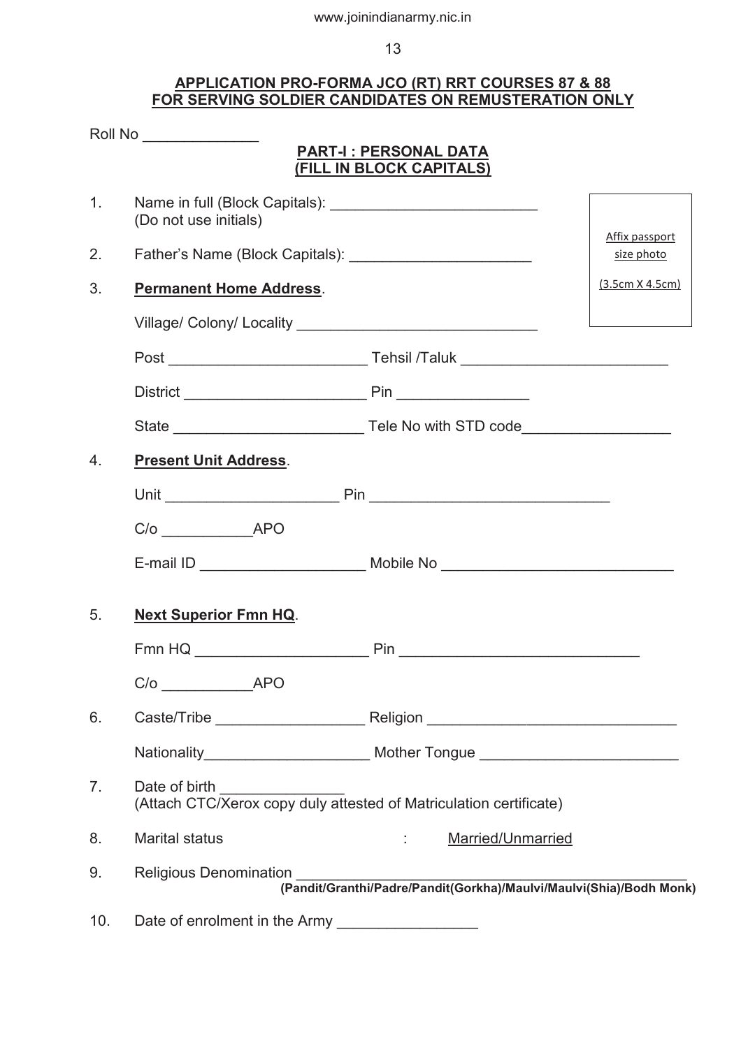## APPLICATION PRO-FORMA JCO (RT) RRT COURSES 87 & 88 FOR SERVING SOLDIER CANDIDATES ON REMUSTERATION ONLY

Roll No ______________

### PART-I : PERSONAL DATA (FILL IN BLOCK CAPITALS)

Affix passport size photo (3.5cm X 4.5cm)

1. Name in full (Block Capitals): _________________________
   (Do not use initials)

2. Father's Name (Block Capitals): ______________________

3. **Permanent Home Address**.

   Village/ Colony/ Locality _____________________________

   Post _______________________ Tehsil /Taluk _________________________

   District _____________________ Pin ________________

   State ______________________ Tele No with STD code__________________

4. **Present Unit Address**.

   Unit ____________________ Pin ____________________________

   C/o ___________APO

   E-mail ID ___________________ Mobile No ___________________________

5. **Next Superior Fmn HQ**.

   Fmn HQ ____________________ Pin ____________________________

   C/o ___________APO

6. Caste/Tribe _________________ Religion ______________________________

   Nationality___________________ Mother Tongue ________________________

7. Date of birth _______________
   (Attach CTC/Xerox copy duly attested of Matriculation certificate)

8. Marital status : Married/Unmarried

9. Religious Denomination ______________________________________________
   **(Pandit/Granthi/Padre/Pandit(Gorkha)/Maulvi/Maulvi(Shia)/Bodh Monk)**

10. Date of enrolment in the Army ________________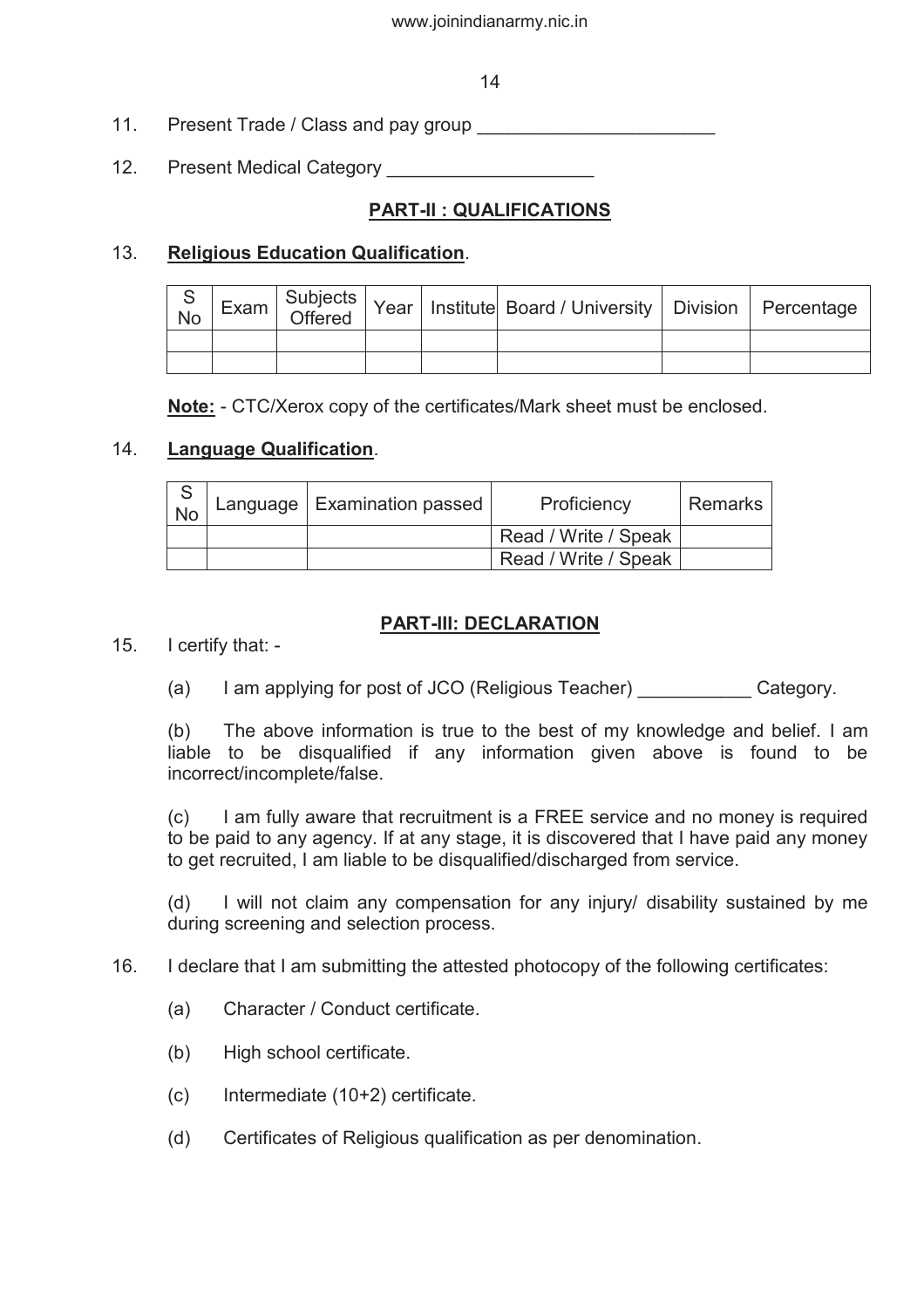11. Present Trade / Class and pay group _______________________

12. Present Medical Category ____________________

## PART-II : QUALIFICATIONS

13. **Religious Education Qualification**.

| S No | Exam | Subjects Offered | Year | Institute | Board / University | Division | Percentage |
|---|---|---|---|---|---|---|---|
| | | | | | | | |
| | | | | | | | |

**Note:** - CTC/Xerox copy of the certificates/Mark sheet must be enclosed.

14. **Language Qualification**.

| S No | Language | Examination passed | Proficiency | Remarks |
|---|---|---|---|---|
| | | | Read / Write / Speak | |
| | | | Read / Write / Speak | |

## PART-III: DECLARATION

15. I certify that: -

(a) I am applying for post of JCO (Religious Teacher) ___________ Category.

(b) The above information is true to the best of my knowledge and belief. I am liable to be disqualified if any information given above is found to be incorrect/incomplete/false.

(c) I am fully aware that recruitment is a FREE service and no money is required to be paid to any agency. If at any stage, it is discovered that I have paid any money to get recruited, I am liable to be disqualified/discharged from service.

(d) I will not claim any compensation for any injury/ disability sustained by me during screening and selection process.

16. I declare that I am submitting the attested photocopy of the following certificates:

(a) Character / Conduct certificate.

(b) High school certificate.

(c) Intermediate (10+2) certificate.

(d) Certificates of Religious qualification as per denomination.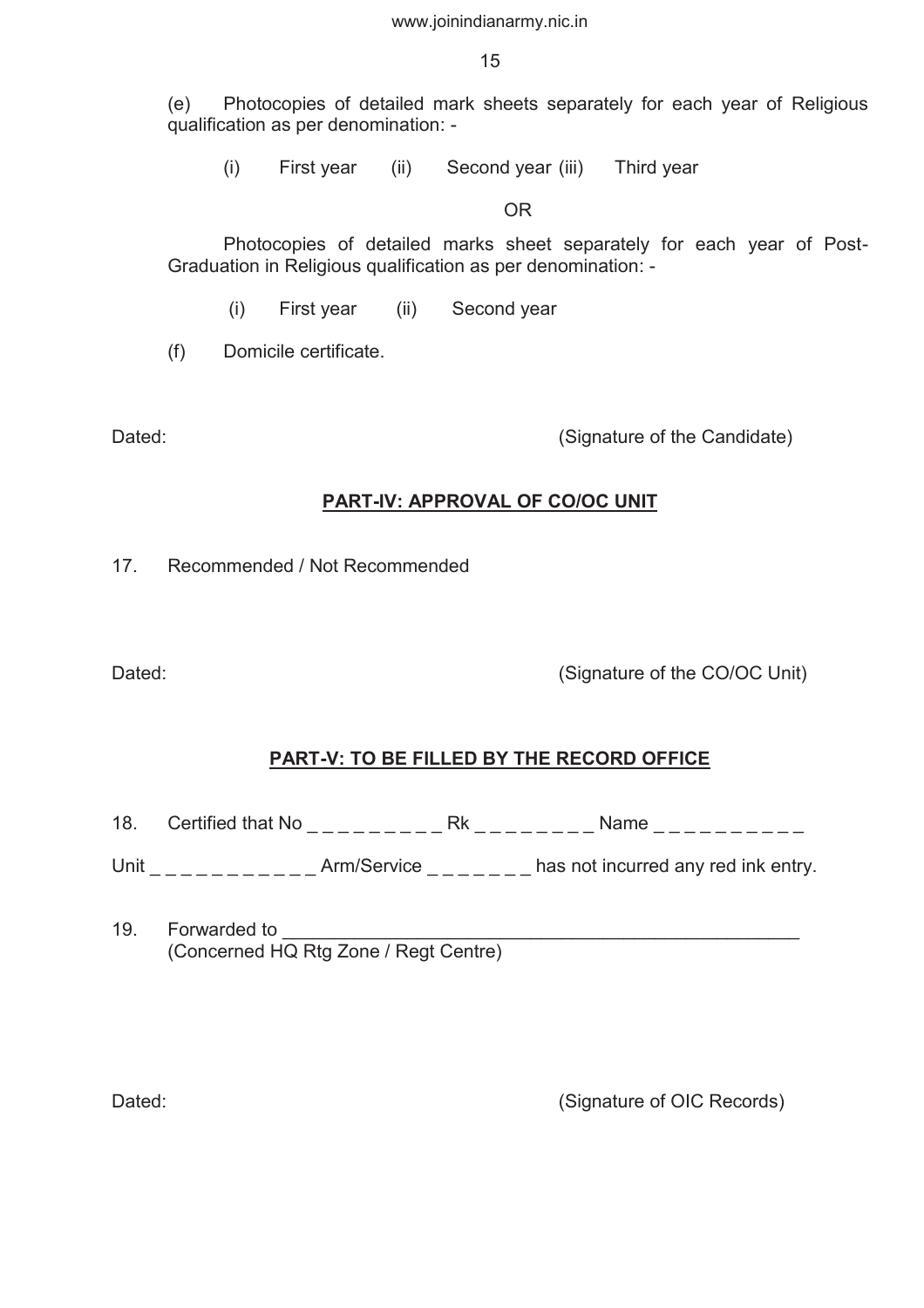(e) Photocopies of detailed mark sheets separately for each year of Religious qualification as per denomination: -

(i) First year (ii) Second year (iii) Third year

OR

Photocopies of detailed marks sheet separately for each year of Post-Graduation in Religious qualification as per denomination: -

(i) First year (ii) Second year

(f) Domicile certificate.

Dated: (Signature of the Candidate)

## PART-IV: APPROVAL OF CO/OC UNIT

17. Recommended / Not Recommended

Dated: (Signature of the CO/OC Unit)

## PART-V: TO BE FILLED BY THE RECORD OFFICE

18. Certified that No _ _ _ _ _ _ _ _ _ _ Rk _ _ _ _ _ _ _ _ _ Name _ _ _ _ _ _ _ _ _ _ _

Unit _ _ _ _ _ _ _ _ _ _ _ _ Arm/Service _ _ _ _ _ _ _ _ has not incurred any red ink entry.

19. Forwarded to ____________________________________________________
(Concerned HQ Rtg Zone / Regt Centre)

Dated: (Signature of OIC Records)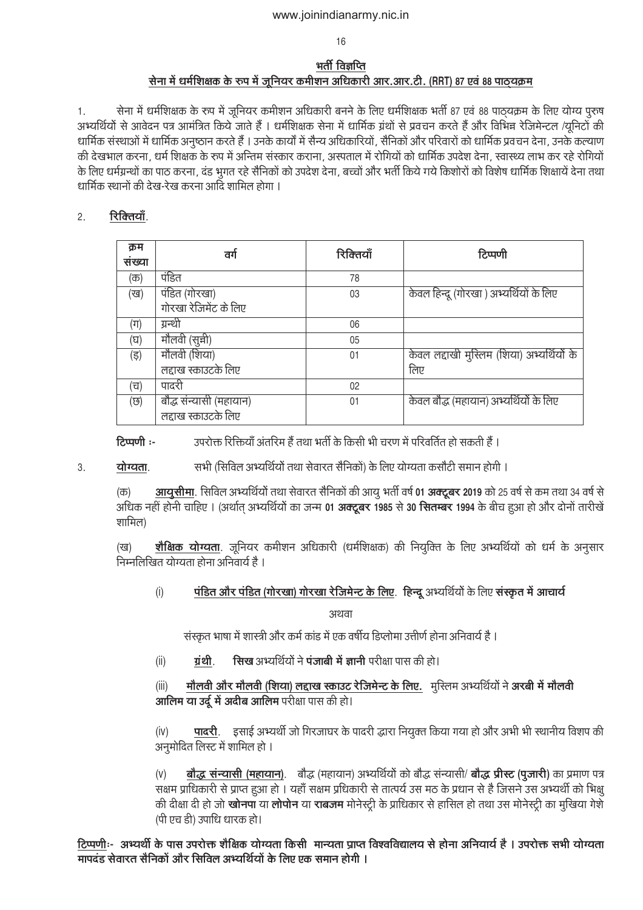## भर्ती विज्ञप्ति

## सेना में धर्मशिक्षक के रुप में जूनियर कमीशन अधिकारी आर.आर.टी. (RRT) 87 एवं 88 पाठ्यक्रम

1. सेना में धर्मशिक्षक के रुप में जूनियर कमीशन अधिकारी बनने के लिए धर्मशिक्षक भर्ती 87 एवं 88 पाठ्यक्रम के लिए योग्य पुरुष अभ्यर्थियों से आवेदन पत्र आमंत्रित किये जाते हैं । धर्मशिक्षक सेना में धार्मिक ग्रंथों से प्रवचन करते हैं और विभिन्न रेजिमेन्टल /यूनिटों की धार्मिक संस्थाओं में धार्मिक अनुष्ठान करते हैं । उनके कार्यों में सैन्य अधिकारियों, सैनिकों और परिवारों को धार्मिक प्रवचन देना, उनके कल्याण की देखभाल करना, धर्म शिक्षक के रुप में अन्तिम संस्कार कराना, अस्पताल में रोगियों को धार्मिक उपदेश देना, स्वास्थ्य लाभ कर रहे रोगियों के लिए धर्मग्रन्थों का पाठ करना, दंड भुगत रहे सैनिकों को उपदेश देना, बच्चों और भर्ती किये गये किशोरों को विशेष धार्मिक शिक्षायें देना तथा धार्मिक स्थानों की देख-रेख करना आदि शामिल होगा ।

2. **रिक्तियाँ**.

| क्रम संख्या | वर्ग | रिक्तियाँ | टिप्पणी |
|---|---|---|---|
| (क) | पंडित | 78 | |
| (ख) | पंडित (गोरखा) गोरखा रेजिमेंट के लिए | 03 | केवल हिन्दू (गोरखा ) अभ्यर्थियों के लिए |
| (ग) | ग्रन्थी | 06 | |
| (घ) | मौलवी (सुन्नी) | 05 | |
| (ड़) | मौलवी (शिया) लद्दाख स्काउटके लिए | 01 | केवल लद्दाखी मुस्लिम (शिया) अभ्यर्थियों के लिए |
| (च) | पादरी | 02 | |
| (छ) | बौद्ध संन्यासी (महायान) लद्दाख स्काउटके लिए | 01 | केवल बौद्ध (महायान) अभ्यर्थियों के लिए |

**टिप्पणी :-** उपरोक्त रिक्तियाँ अंतरिम हैं तथा भर्ती के किसी भी चरण में परिवर्तित हो सकती हैं ।

3. **योग्यता**. सभी (सिविल अभ्यर्थियों तथा सेवारत सैनिकों) के लिए योग्यता कसौटी समान होगी ।

(क) **आयुसीमा**. सिविल अभ्यर्थियों तथा सेवारत सैनिकों की आयु भर्ती वर्ष **01 अक्टूबर 2019** को 25 वर्ष से कम तथा 34 वर्ष से अधिक नहीं होनी चाहिए । (अर्थात् अभ्यर्थियों का जन्म **01 अक्टूबर 1985** से **30 सितम्बर 1994** के बीच हुआ हो और दोनों तारीखें शामिल)

(ख) **शैक्षिक योग्यता**. जूनियर कमीशन अधिकारी (धर्मशिक्षक) की नियुक्ति के लिए अभ्यर्थियों को धर्म के अनुसार निम्नलिखित योग्यता होना अनिवार्य है ।

(i) **पंडित और पंडित (गोरखा) गोरखा रेजिमेन्ट के लिए**. **हिन्दू** अभ्यर्थियों के लिए **संस्कृत में आचार्य**

अथवा

संस्कृत भाषा में शास्त्री और कर्म कांड में एक वर्षीय डिप्लोमा उत्तीर्ण होना अनिवार्य है ।

(ii) **ग्रंथी**. **सिख** अभ्यर्थियों ने **पंजाबी में ज्ञानी** परीक्षा पास की हो।

(iii) **मौलवी और मौलवी (शिया) लद्दाख स्काउट रेजिमेन्ट के लिए.** मुस्लिम अभ्यर्थियों ने **अरबी में मौलवी आलिम या उर्दू में अदीब आलिम** परीक्षा पास की हो।

(iv) **पादरी**. इसाई अभ्यर्थी जो गिरजाघर के पादरी द्वारा नियुक्त किया गया हो और अभी भी स्थानीय बिशप की अनुमोदित लिस्ट में शामिल हो ।

(v) **बौद्ध संन्यासी (महायान)**. बौद्ध (महायान) अभ्यर्थियों को बौद्ध संन्यासी/ **बौद्ध प्रीस्ट (पुजारी)** का प्रमाण पत्र सक्षम प्राधिकारी से प्राप्त हुआ हो । यहाँ सक्षम प्राधिकारी से तात्पर्य उस मठ के प्रधान से है जिसने उस अभ्यर्थी को भिक्षु की दीक्षा दी हो जो **खोनपा** या **लोपोन** या **राबजम** मोनेस्ट्री के प्राधिकार से हासिल हो तथा उस मोनेस्ट्री का मुखिया गेशे (पी एच डी) उपाधि धारक हो।

**टिप्पणी:- अभ्यर्थी के पास उपरोक्त शैक्षिक योग्यता किसी मान्यता प्राप्त विश्वविद्यालय से होना अनियार्य है । उपरोक्त सभी योग्यता मापदंड सेवारत सैनिकों और सिविल अभ्यर्थियों के लिए एक समान होगी ।**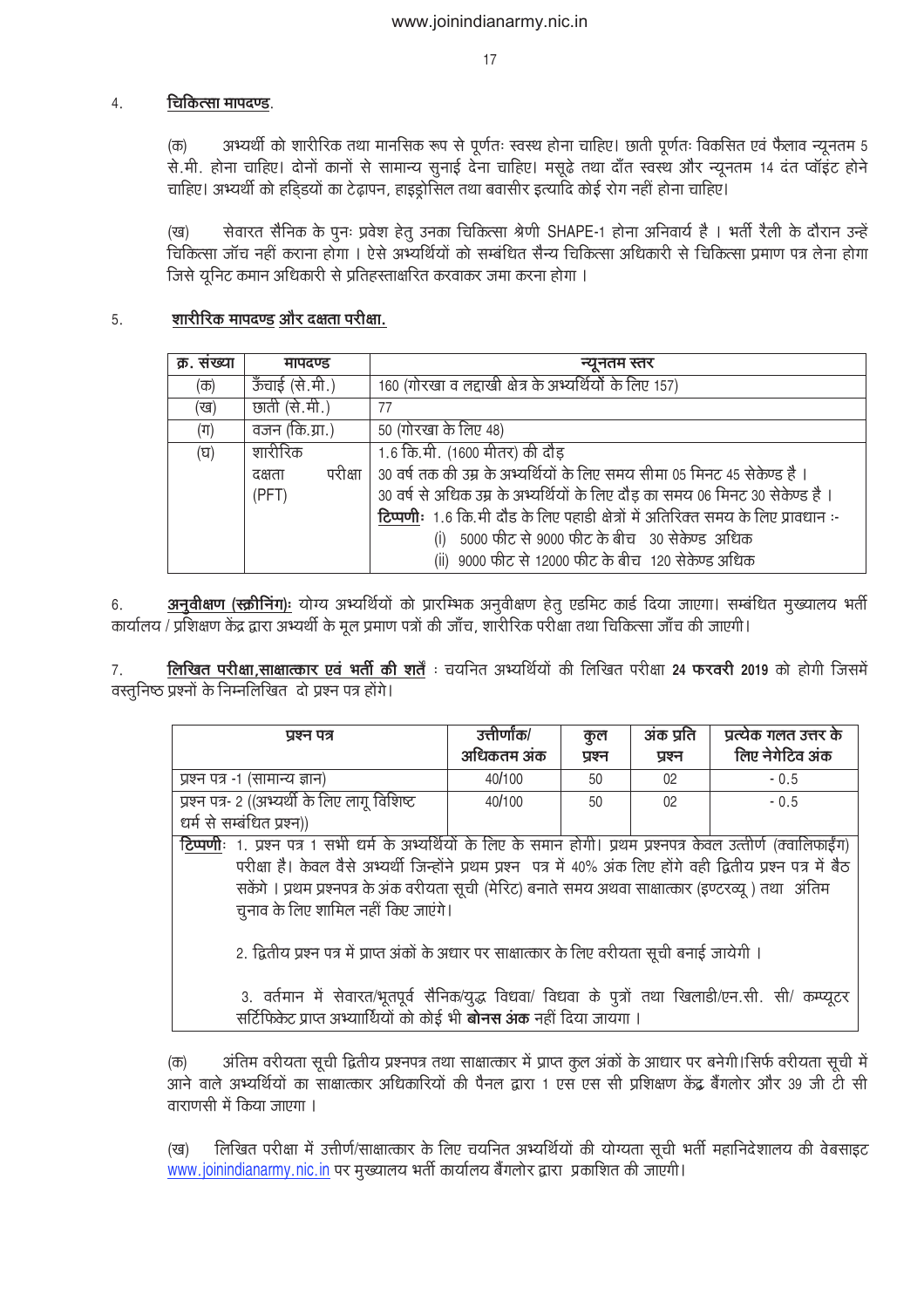4. **चिकित्सा मापदण्ड**.

(क) अभ्यर्थी को शारीरिक तथा मानसिक रूप से पूर्णतः स्वस्थ होना चाहिए। छाती पूर्णतः विकसित एवं फैलाव न्यूनतम 5 से.मी. होना चाहिए। दोनों कानों से सामान्य सुनाई देना चाहिए। मसूढे तथा दाँत स्वस्थ और न्यूनतम 14 दंत प्वॉइंट होने चाहिए। अभ्यर्थी को हड्डियों का टेढ़ापन, हाइड्रोसिल तथा बवासीर इत्यादि कोई रोग नहीं होना चाहिए।

(ख) सेवारत सैनिक के पुनः प्रवेश हेतु उनका चिकित्सा श्रेणी SHAPE-1 होना अनिवार्य है । भर्ती रैली के दौरान उन्हें चिकित्सा जॉच नहीं कराना होगा । ऐसे अभ्यर्थियों को सम्बंधित सैन्य चिकित्सा अधिकारी से चिकित्सा प्रमाण पत्र लेना होगा जिसे यूनिट कमान अधिकारी से प्रतिहस्ताक्षरित करवाकर जमा करना होगा ।

5. **शारीरिक मापदण्ड और दक्षता परीक्षा.**

| क्र. संख्या | मापदण्ड | न्यूनतम स्तर |
|---|---|---|
| (क) | ऊँचाई (से.मी.) | 160 (गोरखा व लद्दाखी क्षेत्र के अभ्यर्थियों के लिए 157) |
| (ख) | छाती (से.मी.) | 77 |
| (ग) | वजन (कि.ग्रा.) | 50 (गोरखा के लिए 48) |
| (घ) | शारीरिक दक्षता परीक्षा (PFT) | 1.6 कि.मी. (1600 मीटर) की दौड़<br>30 वर्ष तक की उम्र के अभ्यर्थियों के लिए समय सीमा 05 मिनट 45 सेकेण्ड है ।<br>30 वर्ष से अधिक उम्र के अभ्यर्थियों के लिए दौड़ का समय 06 मिनट 30 सेकेण्ड है ।<br>**टिप्पणी**: 1.6 कि.मी दौड के लिए पहाडी क्षेत्रों में अतिरिक्त समय के लिए प्रावधान :-<br>(i) 5000 फीट से 9000 फीट के बीच 30 सेकेण्ड अधिक<br>(ii) 9000 फीट से 12000 फीट के बीच 120 सेकेण्ड अधिक |

6. **अनुवीक्षण (स्क्रीनिंग)**: योग्य अभ्यर्थियों को प्रारम्भिक अनुवीक्षण हेतु एडमिट कार्ड दिया जाएगा। सम्बंधित मुख्यालय भर्ती कार्यालय / प्रशिक्षण केंद्र द्वारा अभ्यर्थी के मूल प्रमाण पत्रों की जाँच, शारीरिक परीक्षा तथा चिकित्सा जाँच की जाएगी।

7. **लिखित परीक्षा,साक्षात्कार एवं भर्ती की शर्तें** : चयनित अभ्यर्थियों की लिखित परीक्षा **24 फरवरी 2019** को होगी जिसमें वस्तुनिष्ठ प्रश्नों के निम्नलिखित दो प्रश्न पत्र होंगे।

| प्रश्न पत्र | उत्तीर्णांक/ अधिकतम अंक | कुल प्रश्न | अंक प्रति प्रश्न | प्रत्येक गलत उत्तर के लिए नेगेटिव अंक |
|---|---|---|---|---|
| प्रश्न पत्र -1 (सामान्य ज्ञान) | 40/100 | 50 | 02 | - 0.5 |
| प्रश्न पत्र- 2 ((अभ्यर्थी के लिए लागू विशिष्ट धर्म से सम्बंधित प्रश्न)) | 40/100 | 50 | 02 | - 0.5 |

**टिप्पणी**: 1. प्रश्न पत्र 1 सभी धर्म के अभ्यर्थियों के लिए के समान होगी। प्रथम प्रश्नपत्र केवल उत्तीर्ण (क्वालिफाईंग) परीक्षा है। केवल वैसे अभ्यर्थी जिन्होंने प्रथम प्रश्न पत्र में 40% अंक लिए होंगे वही द्वितीय प्रश्न पत्र में बैठ सकेंगे । प्रथम प्रश्नपत्र के अंक वरीयता सूची (मेरिट) बनाते समय अथवा साक्षात्कार (इण्टरव्यू ) तथा अंतिम चुनाव के लिए शामिल नहीं किए जाएंगे।

2. द्वितीय प्रश्न पत्र में प्राप्त अंकों के अधार पर साक्षात्कार के लिए वरीयता सूची बनाई जायेगी ।

3. वर्तमान में सेवारत/भूतपूर्व सैनिक/युद्ध विधवा/ विधवा के पुत्रों तथा खिलाडी/एन.सी. सी/ कम्प्यूटर सर्टिफिकेट प्राप्त अभ्यार्थियों को कोई भी **बोनस अंक** नहीं दिया जायगा ।

(क) अंतिम वरीयता सूची द्वितीय प्रश्नपत्र तथा साक्षात्कार में प्राप्त कुल अंकों के आधार पर बनेगी।सिर्फ वरीयता सूची में आने वाले अभ्यर्थियों का साक्षात्कार अधिकारियों की पैनल द्वारा 1 एस एस सी प्रशिक्षण केंद्र बैंगलोर और 39 जी टी सी वाराणसी में किया जाएगा ।

(ख) लिखित परीक्षा में उत्तीर्ण/साक्षात्कार के लिए चयनित अभ्यर्थियों की योग्यता सूची भर्ती महानिदेशालय की वेबसाइट www.joinindianarmy.nic.in पर मुख्यालय भर्ती कार्यालय बैंगलोर द्वारा प्रकाशित की जाएगी।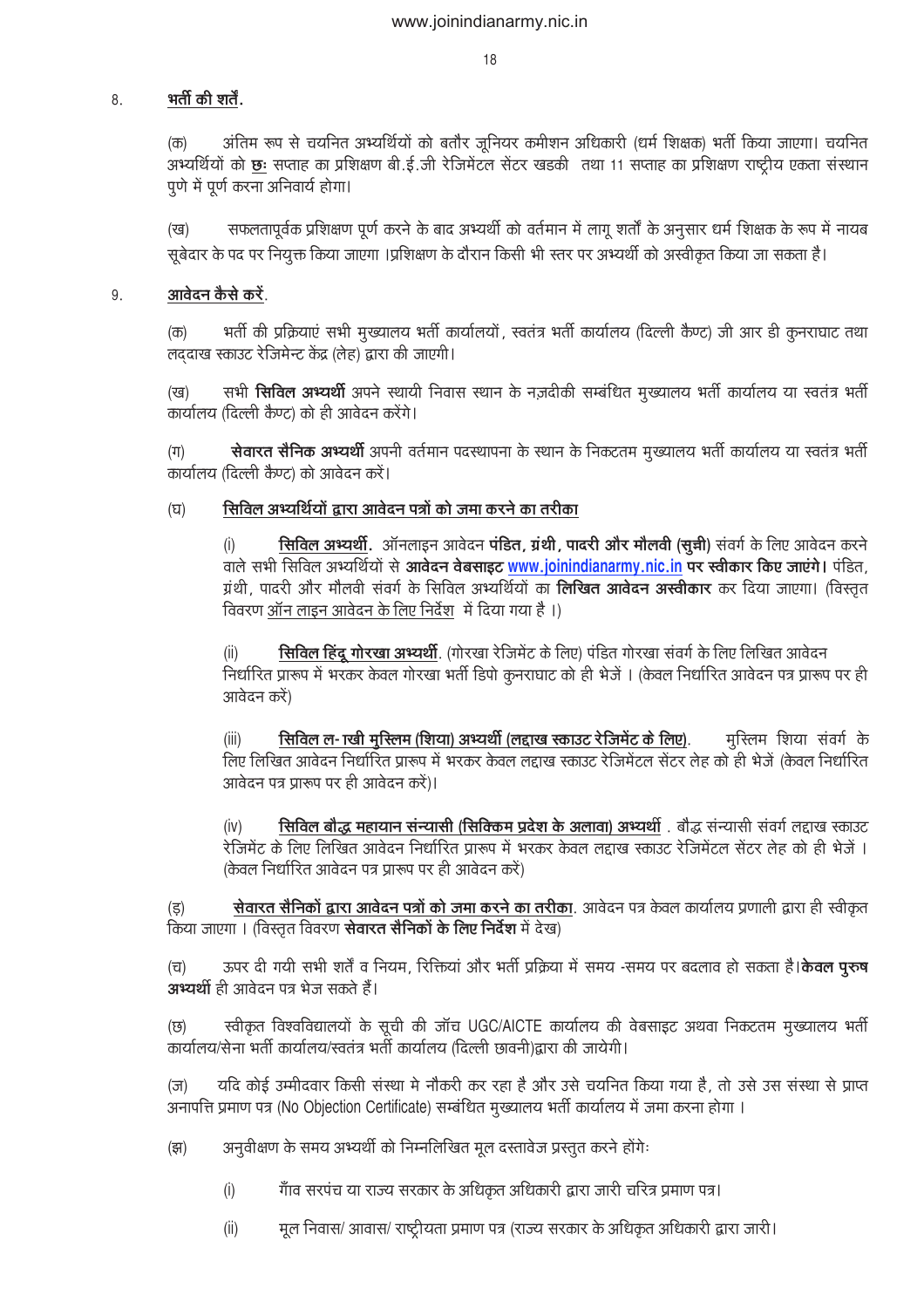8. **<u>भर्ती की शर्तें.</u>**

(क) अंतिम रूप से चयनित अभ्यर्थियों को बतौर जूनियर कमीशन अधिकारी (धर्म शिक्षक) भर्ती किया जाएगा। चयनित अभ्यर्थियों को **<u>छः</u>** सप्ताह का प्रशिक्षण बी.ई.जी रेजिमेंटल सेंटर खडकी तथा 11 सप्ताह का प्रशिक्षण राष्ट्रीय एकता संस्थान पुणे में पूर्ण करना अनिवार्य होगा।

(ख) सफलतापूर्वक प्रशिक्षण पूर्ण करने के बाद अभ्यर्थी को वर्तमान में लागू शर्तों के अनुसार धर्म शिक्षक के रूप में नायब सूबेदार के पद पर नियुक्त किया जाएगा ।प्रशिक्षण के दौरान किसी भी स्तर पर अभ्यर्थी को अस्वीकृत किया जा सकता है।

9. **<u>आवेदन कैसे करें</u>**.

(क) भर्ती की प्रक्रियाएं सभी मुख्यालय भर्ती कार्यालयों, स्वतंत्र भर्ती कार्यालय (दिल्ली कैण्ट) जी आर डी कुनराघाट तथा लद्दाख स्काउट रेजिमेन्ट केंद्र (लेह) द्वारा की जाएगी।

(ख) सभी **सिविल अभ्यर्थी** अपने स्थायी निवास स्थान के नज़दीकी सम्बंधित मुख्यालय भर्ती कार्यालय या स्वतंत्र भर्ती कार्यालय (दिल्ली कैण्ट) को ही आवेदन करेंगे।

(ग) **सेवारत सैनिक अभ्यर्थी** अपनी वर्तमान पदस्थापना के स्थान के निकटतम मुख्यालय भर्ती कार्यालय या स्वतंत्र भर्ती कार्यालय (दिल्ली कैण्ट) को आवेदन करें।

(घ) **<u>सिविल अभ्यर्थियों द्वारा आवेदन पत्रों को जमा करने का तरीका</u>**

(i) **<u>सिविल अभ्यर्थी.</u>** ऑनलाइन आवेदन **पंडित, ग्रंथी, पादरी और मौलवी (सुन्नी)** संवर्ग के लिए आवेदन करने वाले सभी सिविल अभ्यर्थियों से **आवेदन वेबसाइट www.joinindianarmy.nic.in पर स्वीकार किए जाएंगे।** पंडित, ग्रंथी, पादरी और मौलवी संवर्ग के सिविल अभ्यर्थियों का **लिखित आवेदन अस्वीकार** कर दिया जाएगा। (विस्तृत विवरण <u>ऑन लाइन आवेदन के लिए निर्देश</u> में दिया गया है ।)

(ii) **<u>सिविल हिंदू गोरखा अभ्यर्थी</u>**. (गोरखा रेजिमेंट के लिए) पंडित गोरखा संवर्ग के लिए लिखित आवेदन निर्धारित प्रारूप में भरकर केवल गोरखा भर्ती डिपो कुनराघाट को ही भेजें । (केवल निर्धारित आवेदन पत्र प्रारूप पर ही आवेदन करें)

(iii) **<u>सिविल ल- ख्खी मुस्लिम (शिया) अभ्यर्थी (लद्दाख स्काउट रेजिमेंट के लिए)</u>**. मुस्लिम शिया संवर्ग के लिए लिखित आवेदन निर्धारित प्रारूप में भरकर केवल लद्दाख स्काउट रेजिमेंटल सेंटर लेह को ही भेजें (केवल निर्धारित आवेदन पत्र प्रारूप पर ही आवेदन करें)।

(iv) **<u>सिविल बौद्ध महायान संन्यासी (सिक्किम प्रदेश के अलावा) अभ्यर्थी</u>** . बौद्ध संन्यासी संवर्ग लद्दाख स्काउट रेजिमेंट के लिए लिखित आवेदन निर्धारित प्रारूप में भरकर केवल लद्दाख स्काउट रेजिमेंटल सेंटर लेह को ही भेजें । (केवल निर्धारित आवेदन पत्र प्रारूप पर ही आवेदन करें)

(ङ) **<u>सेवारत सैनिकों द्वारा आवेदन पत्रों को जमा करने का तरीका</u>**. आवेदन पत्र केवल कार्यालय प्रणाली द्वारा ही स्वीकृत किया जाएगा । (विस्तृत विवरण **सेवारत सैनिकों के लिए निर्देश** में देख)

(च) ऊपर दी गयी सभी शर्तें व नियम, रिक्तियां और भर्ती प्रक्रिया में समय -समय पर बदलाव हो सकता है।**केवल पुरुष अभ्यर्थी** ही आवेदन पत्र भेज सकते हैं।

(छ) स्वीकृत विश्वविद्यालयों के सूची की जॉच UGC/AICTE कार्यालय की वेबसाइट अथवा निकटतम मुख्यालय भर्ती कार्यालय/सेना भर्ती कार्यालय/स्वतंत्र भर्ती कार्यालय (दिल्ली छावनी)द्वारा की जायेगी।

(ज) यदि कोई उम्मीदवार किसी संस्था मे नौकरी कर रहा है और उसे चयनित किया गया है, तो उसे उस संस्था से प्राप्त अनापत्ति प्रमाण पत्र (No Objection Certificate) सम्बंधित मुख्यालय भर्ती कार्यालय में जमा करना होगा ।

(झ) अनुवीक्षण के समय अभ्यर्थी को निम्नलिखित मूल दस्तावेज प्रस्तुत करने होंगेः

(i) गाँव सरपंच या राज्य सरकार के अधिकृत अधिकारी द्वारा जारी चरित्र प्रमाण पत्र।

(ii) मूल निवास/ आवास/ राष्ट्रीयता प्रमाण पत्र (राज्य सरकार के अधिकृत अधिकारी द्वारा जारी।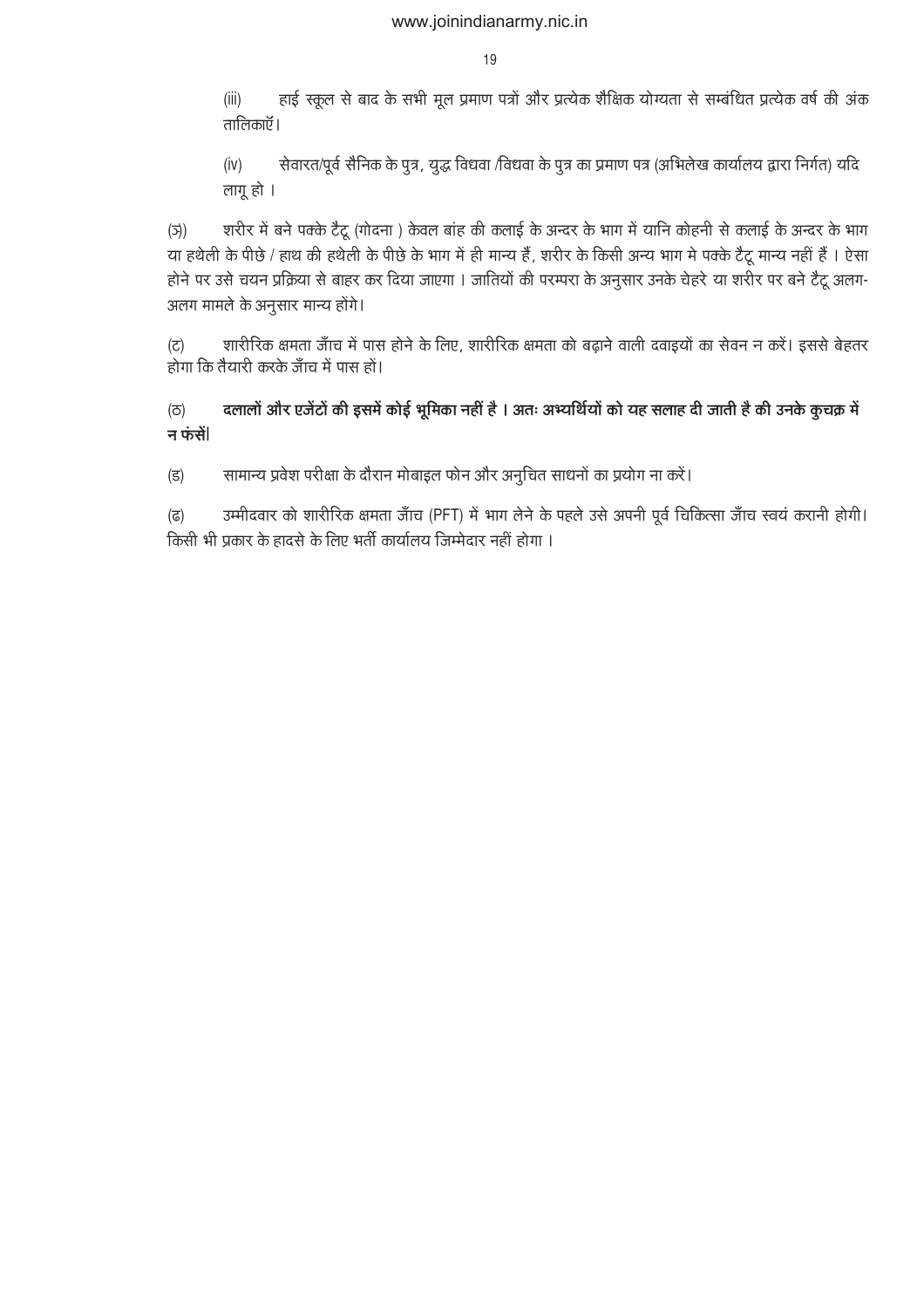(iii) हाई स्कूल से बाद के सभी मूल प्रमाण पत्रों और प्रत्येक शैक्षिक योग्यता से सम्बंधित प्रत्येक वर्ष की अंक तालिकाएँ।

(iv) सेवारत/पूर्व सैनिक के पुत्र, युद्ध विधवा /विधवा के पुत्र का प्रमाण पत्र (अभिलेख कार्यालय द्वारा निर्गत) यदि लागू हो ।

(ञ) शरीर में बने पक्के टैटू (गोदना ) केवल बांह की कलाई के अन्दर के भाग में यानि कोहनी से कलाई के अन्दर के भाग या हथेली के पीछे / हाथ की हथेली के पीछे के भाग में ही मान्य हैं, शरीर के किसी अन्य भाग मे पक्के टैटू मान्य नहीं हैं । ऐसा होने पर उसे चयन प्रक्रिया से बाहर कर दिया जाएगा । जातियों की परम्परा के अनुसार उनके चेहरे या शरीर पर बने टैटू अलग-अलग मामले के अनुसार मान्य होंगे।

(ट) शारीरिक क्षमता जाँच में पास होने के लिए, शारीरिक क्षमता को बढ़ाने वाली दवाइयों का सेवन न करें। इससे बेहतर होगा कि तैयारी करके जाँच में पास हों।

(ठ) **दलालों और एजेंटों की इसमें कोई भूमिका नहीं है । अतः अभ्यर्थियों को यह सलाह दी जाती है की उनके कुचक्र में न फंसें।**

(ड) सामान्य प्रवेश परीक्षा के दौरान मोबाइल फोन और अनुचित साधनों का प्रयोग ना करें।

(ढ) उम्मीदवार को शारीरिक क्षमता जाँच (PFT) में भाग लेने के पहले उसे अपनी पूर्व चिकित्सा जाँच स्वयं करानी होगी। किसी भी प्रकार के हादसे के लिए भर्ती कार्यालय जिम्मेदार नहीं होगा ।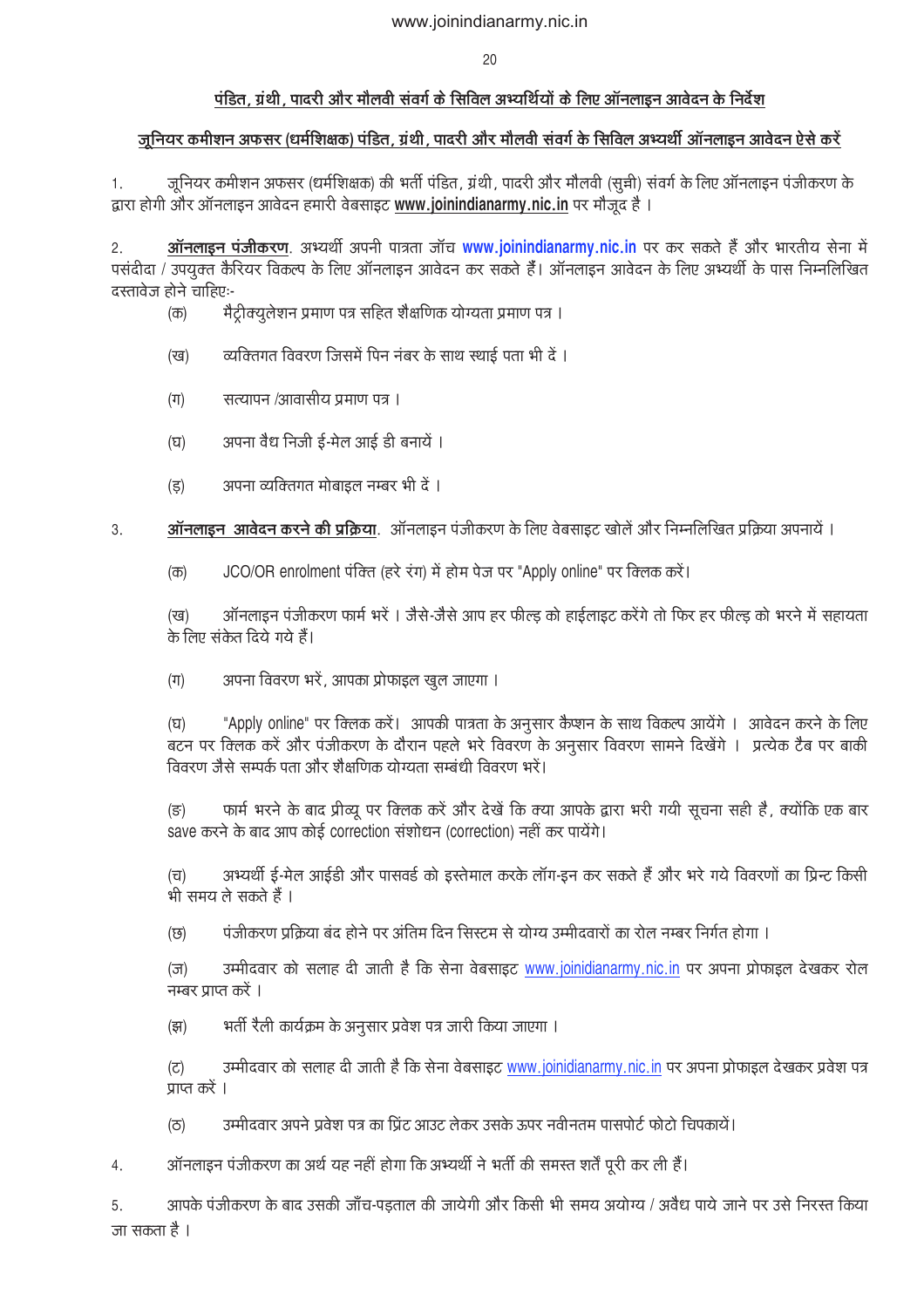## पंडित, ग्रंथी, पादरी और मौलवी संवर्ग के सिविल अभ्यर्थियों के लिए ऑनलाइन आवेदन के निर्देश

### जूनियर कमीशन अफसर (धर्मशिक्षक) पंडित, ग्रंथी, पादरी और मौलवी संवर्ग के सिविल अभ्यर्थी ऑनलाइन आवेदन ऐसे करें

1. जूनियर कमीशन अफसर (धर्मशिक्षक) की भर्ती पंडित, ग्रंथी, पादरी और मौलवी (सुन्नी) संवर्ग के लिए ऑनलाइन पंजीकरण के द्वारा होगी और ऑनलाइन आवेदन हमारी वेबसाइट **www.joinindianarmy.nic.in** पर मौजूद है ।

2. **ऑनलाइन पंजीकरण**. अभ्यर्थी अपनी पात्रता जॉच **www.joinindianarmy.nic.in** पर कर सकते हैं और भारतीय सेना में पसंदीदा / उपयुक्त कैरियर विकल्प के लिए ऑनलाइन आवेदन कर सकते हैं। ऑनलाइन आवेदन के लिए अभ्यर्थी के पास निम्नलिखित दस्तावेज होने चाहिएः-

   (क) मैट्रीक्युलेशन प्रमाण पत्र सहित शैक्षणिक योग्यता प्रमाण पत्र ।

   (ख) व्यक्तिगत विवरण जिसमें पिन नंबर के साथ स्थाई पता भी दें ।

   (ग) सत्यापन /आवासीय प्रमाण पत्र ।

   (घ) अपना वैध निजी ई-मेल आई डी बनायें ।

   (ड़) अपना व्यक्तिगत मोबाइल नम्बर भी दें ।

3. **ऑनलाइन आवेदन करने की प्रक्रिया**. ऑनलाइन पंजीकरण के लिए वेबसाइट खोलें और निम्नलिखित प्रक्रिया अपनायें ।

   (क) JCO/OR enrolment पंक्ति (हरे रंग) में होम पेज पर "Apply online" पर क्लिक करें।

   (ख) ऑनलाइन पंजीकरण फार्म भरें । जैसे-जैसे आप हर फील्ड को हाईलाइट करेंगे तो फिर हर फील्ड को भरने में सहायता के लिए संकेत दिये गये हैं।

   (ग) अपना विवरण भरें, आपका प्रोफाइल खुल जाएगा ।

   (घ) "Apply online" पर क्लिक करें। आपकी पात्रता के अनुसार कैप्शन के साथ विकल्प आयेंगे । आवेदन करने के लिए बटन पर क्लिक करें और पंजीकरण के दौरान पहले भरे विवरण के अनुसार विवरण सामने दिखेंगे । प्रत्येक टैब पर बाकी विवरण जैसे सम्पर्क पता और शैक्षणिक योग्यता सम्बंधी विवरण भरें।

   (ङ) फार्म भरने के बाद प्रीव्यू पर क्लिक करें और देखें कि क्या आपके द्वारा भरी गयी सूचना सही है, क्योंकि एक बार save करने के बाद आप कोई correction संशोधन (correction) नहीं कर पायेंगे।

   (च) अभ्यर्थी ई-मेल आईडी और पासवर्ड को इस्तेमाल करके लॉग-इन कर सकते हैं और भरे गये विवरणों का प्रिन्ट किसी भी समय ले सकते हैं ।

   (छ) पंजीकरण प्रक्रिया बंद होने पर अंतिम दिन सिस्टम से योग्य उम्मीदवारों का रोल नम्बर निर्गत होगा ।

   (ज) उम्मीदवार को सलाह दी जाती है कि सेना वेबसाइट www.joinidianarmy.nic.in पर अपना प्रोफाइल देखकर रोल नम्बर प्राप्त करें ।

   (झ) भर्ती रैली कार्यक्रम के अनुसार प्रवेश पत्र जारी किया जाएगा ।

   (ट) उम्मीदवार को सलाह दी जाती है कि सेना वेबसाइट www.joinidianarmy.nic.in पर अपना प्रोफाइल देखकर प्रवेश पत्र प्राप्त करें ।

   (ठ) उम्मीदवार अपने प्रवेश पत्र का प्रिंट आउट लेकर उसके ऊपर नवीनतम पासपोर्ट फोटो चिपकायें।

4. ऑनलाइन पंजीकरण का अर्थ यह नहीं होगा कि अभ्यर्थी ने भर्ती की समस्त शर्तें पूरी कर ली हैं।

5. आपके पंजीकरण के बाद उसकी जाँच-पड़ताल की जायेगी और किसी भी समय अयोग्य / अवैध पाये जाने पर उसे निरस्त किया जा सकता है ।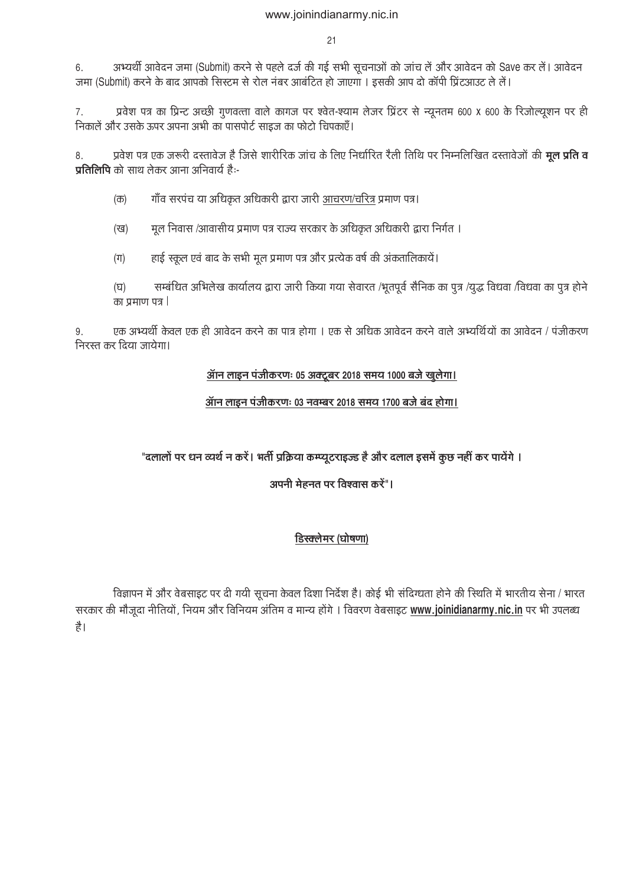6. अभ्यर्थी आवेदन जमा (Submit) करने से पहले दर्ज की गई सभी सूचनाओं को जांच लें और आवेदन को Save कर लें। आवेदन जमा (Submit) करने के बाद आपको सिस्टम से रोल नंबर आबंटित हो जाएगा । इसकी आप दो कॉपी प्रिंटआउट ले लें।

7. प्रवेश पत्र का प्रिन्ट अच्छी गुणवत्ता वाले कागज पर श्वेत-श्याम लेजर प्रिंटर से न्यूनतम 600 x 600 के रिजोल्यूशन पर ही निकालें और उसके ऊपर अपना अभी का पासपोर्ट साइज का फोटो चिपकाएँ।

8. प्रवेश पत्र एक जरूरी दस्तावेज है जिसे शारीरिक जांच के लिए निर्धारित रैली तिथि पर निम्नलिखित दस्तावेजों की **मूल प्रति व प्रतिलिपि** को साथ लेकर आना अनिवार्य हैः-

(क) गाँव सरपंच या अधिकृत अधिकारी द्वारा जारी आचरण/चरित्र प्रमाण पत्र।

(ख) मूल निवास /आवासीय प्रमाण पत्र राज्य सरकार के अधिकृत अधिकारी द्वारा निर्गत ।

(ग) हाई स्कूल एवं बाद के सभी मूल प्रमाण पत्र और प्रत्येक वर्ष की अंकतालिकायें।

(घ) सम्बंधित अभिलेख कार्यालय द्वारा जारी किया गया सेवारत /भूतपूर्व सैनिक का पुत्र /युद्ध विधवा /विधवा का पुत्र होने का प्रमाण पत्र ।

9. एक अभ्यर्थी केवल एक ही आवेदन करने का पात्र होगा । एक से अधिक आवेदन करने वाले अभ्यर्थियों का आवेदन / पंजीकरण निरस्त कर दिया जायेगा।

**ऑन लाइन पंजीकरणः 05 अक्टूबर 2018 समय 1000 बजे खुलेगा।**

**ऑन लाइन पंजीकरणः 03 नवम्बर 2018 समय 1700 बजे बंद होगा।**

**"दलालों पर धन व्यर्थ न करें। भर्ती प्रक्रिया कम्प्यूटराइज्ड है और दलाल इसमें कुछ नहीं कर पायेंगे ।**

**अपनी मेहनत पर विश्वास करें"।**

**डिस्क्लेमर (घोषणा)**

विज्ञापन में और वेबसाइट पर दी गयी सूचना केवल दिशा निर्देश है। कोई भी संदिग्धता होने की स्थिति में भारतीय सेना / भारत सरकार की मौजूदा नीतियों, नियम और विनियम अंतिम व मान्य होंगे । विवरण वेबसाइट **www.joinidianarmy.nic.in** पर भी उपलब्ध है।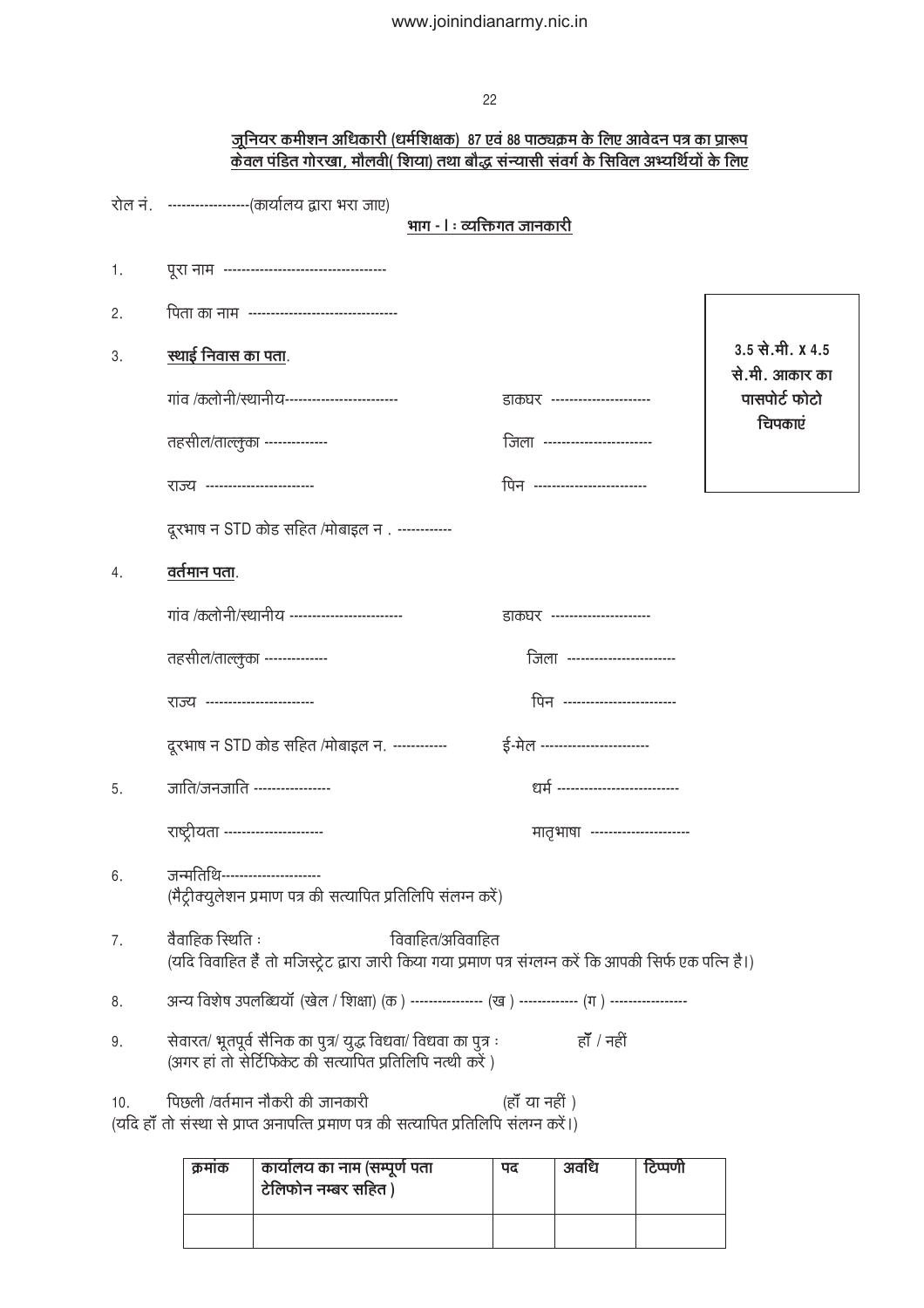## जूनियर कमीशन अधिकारी (धर्मशिक्षक) 87 एवं 88 पाठ्यक्रम के लिए आवेदन पत्र का प्रारूप
## केवल पंडित गोरखा, मौलवी( शिया) तथा बौद्ध संन्यासी संवर्ग के सिविल अभ्यर्थियों के लिए

रोल नं. ------------------(कार्यालय द्वारा भरा जाए)

### भाग - I : व्यक्तिगत जानकारी

3.5 से.मी. X 4.5 से.मी. आकार का पासपोर्ट फोटो चिपकाएं

1. पूरा नाम ------------------------------------

2. पिता का नाम ---------------------------------

3. **स्थाई निवास का पता**.

   गांव /क्लोनी/स्थानीय------------------------- डाकघर ----------------------

   तहसील/ताल्लुका -------------- जिला ------------------------

   राज्य ------------------------ पिन -------------------------

   दूरभाष न STD कोड सहित /मोबाइल न . ------------

4. **वर्तमान पता**.

   गांव /क्लोनी/स्थानीय ------------------------- डाकघर ----------------------

   तहसील/ताल्लुका -------------- जिला ------------------------

   राज्य ------------------------ पिन -------------------------

   दूरभाष न STD कोड सहित /मोबाइल न. ------------ ई-मेल ------------------------

5. जाति/जनजाति ----------------- धर्म ---------------------------

   राष्ट्रीयता ---------------------- मातृभाषा ----------------------

6. जन्मतिथि----------------------
   (मैट्रीक्युलेशन प्रमाण पत्र की सत्यापित प्रतिलिपि संलग्न करें)

7. वैवाहिक स्थिति : विवाहित/अविवाहित
   (यदि विवाहित हैं तो मजिस्ट्रेट द्वारा जारी किया गया प्रमाण पत्र संलग्न करें कि आपकी सिर्फ एक पत्नि है।)

8. अन्य विशेष उपलब्धियॉ (खेल / शिक्षा) (क ) ---------------- (ख ) ------------- (ग ) -----------------

9. सेवारत/ भूतपूर्व सैनिक का पुत्र/ युद्ध विधवा/ विधवा का पुत्र : हॉं / नहीं
   (अगर हां तो सेर्टिफिकेट की सत्यापित प्रतिलिपि नत्थी करें )

10. पिछली /वर्तमान नौकरी की जानकारी (हॉं या नहीं )
(यदि हॉं तो संस्था से प्राप्त अनापत्ति प्रमाण पत्र की सत्यापित प्रतिलिपि संलग्न करें।)

| क्रमांक | कार्यालय का नाम (सम्पूर्ण पता टेलिफोन नम्बर सहित ) | पद | अवधि | टिप्पणी |
|---|---|---|---|---|
| | | | | |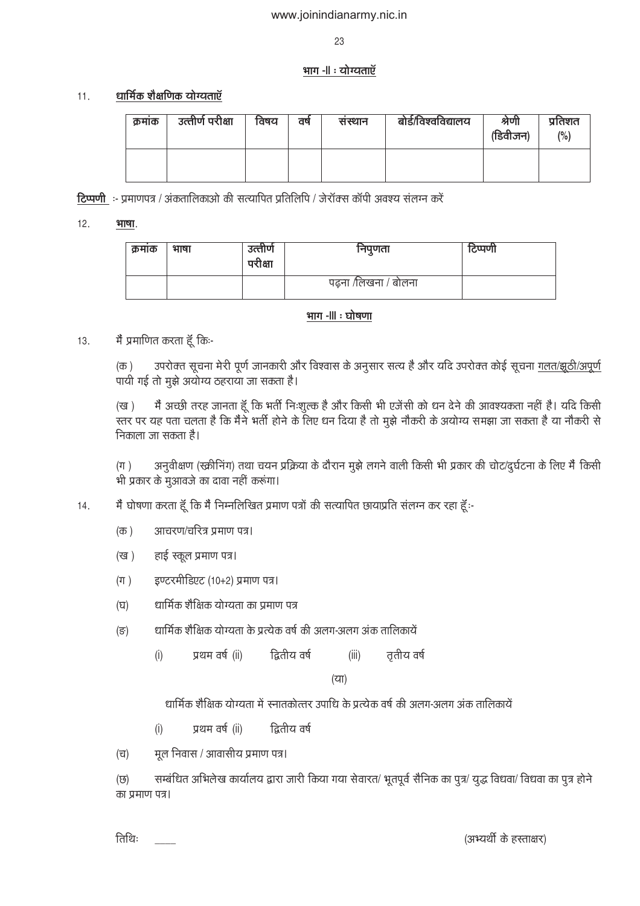## भाग -II : योग्यताएँ

11. **धार्मिक शैक्षणिक योग्यताएँ**

| क्रमांक | उत्तीर्ण परीक्षा | विषय | वर्ष | संस्थान | बोर्ड/विश्वविद्यालय | श्रेणी (डिवीजन) | प्रतिशत (%) |
|---|---|---|---|---|---|---|---|
| | | | | | | | |

**टिप्पणी** :- प्रमाणपत्र / अंकतालिकाओ की सत्यापित प्रतिलिपि / जेरॉक्स कॉपी अवश्य संलग्न करें

12. **भाषा**.

| क्रमांक | भाषा | उत्तीर्ण परीक्षा | निपुणता | टिप्पणी |
|---|---|---|---|---|
| | | | पढ़ना /लिखना / बोलना | |

## भाग -III : घोषणा

13. मैं प्रमाणित करता हूँ कि:-

(क ) उपरोक्त सूचना मेरी पूर्ण जानकारी और विश्वास के अनुसार सत्य है और यदि उपरोक्त कोई सूचना गलत/झूठी/अपूर्ण पायी गई तो मुझे अयोग्य ठहराया जा सकता है।

(ख ) मैं अच्छी तरह जानता हूँ कि भर्ती निःशुल्क है और किसी भी एजेंसी को धन देने की आवश्यकता नहीं है। यदि किसी स्तर पर यह पता चलता है कि मैंने भर्ती होने के लिए धन दिया है तो मुझे नौकरी के अयोग्य समझा जा सकता है या नौकरी से निकाला जा सकता है।

(ग ) अनुवीक्षण (स्क्रीनिंग) तथा चयन प्रक्रिया के दौरान मुझे लगने वाली किसी भी प्रकार की चोट/दुर्घटना के लिए मैं किसी भी प्रकार के मुआवजे का दावा नहीं करूंगा।

14. मैं घोषणा करता हूँ कि मैं निम्नलिखित प्रमाण पत्रों की सत्यापित छायाप्रति संलग्न कर रहा हूँ:-

(क ) आचरण/चरित्र प्रमाण पत्र।

(ख ) हाई स्कूल प्रमाण पत्र।

(ग ) इण्टरमीडिएट (10+2) प्रमाण पत्र।

(घ) धार्मिक शैक्षिक योग्यता का प्रमाण पत्र

(ङ) धार्मिक शैक्षिक योग्यता के प्रत्येक वर्ष की अलग-अलग अंक तालिकायें

(i) प्रथम वर्ष (ii) द्वितीय वर्ष (iii) तृतीय वर्ष

(या)

धार्मिक शैक्षिक योग्यता में स्नातकोत्तर उपाधि के प्रत्येक वर्ष की अलग-अलग अंक तालिकायें

(i) प्रथम वर्ष (ii) द्वितीय वर्ष

(च) मूल निवास / आवासीय प्रमाण पत्र।

(छ) सम्बंधित अभिलेख कार्यालय द्वारा जारी किया गया सेवारत/ भूतपूर्व सैनिक का पुत्र/ युद्ध विधवा/ विधवा का पुत्र होने का प्रमाण पत्र।

तिथिः ____ (अभ्यर्थी के हस्ताक्षर)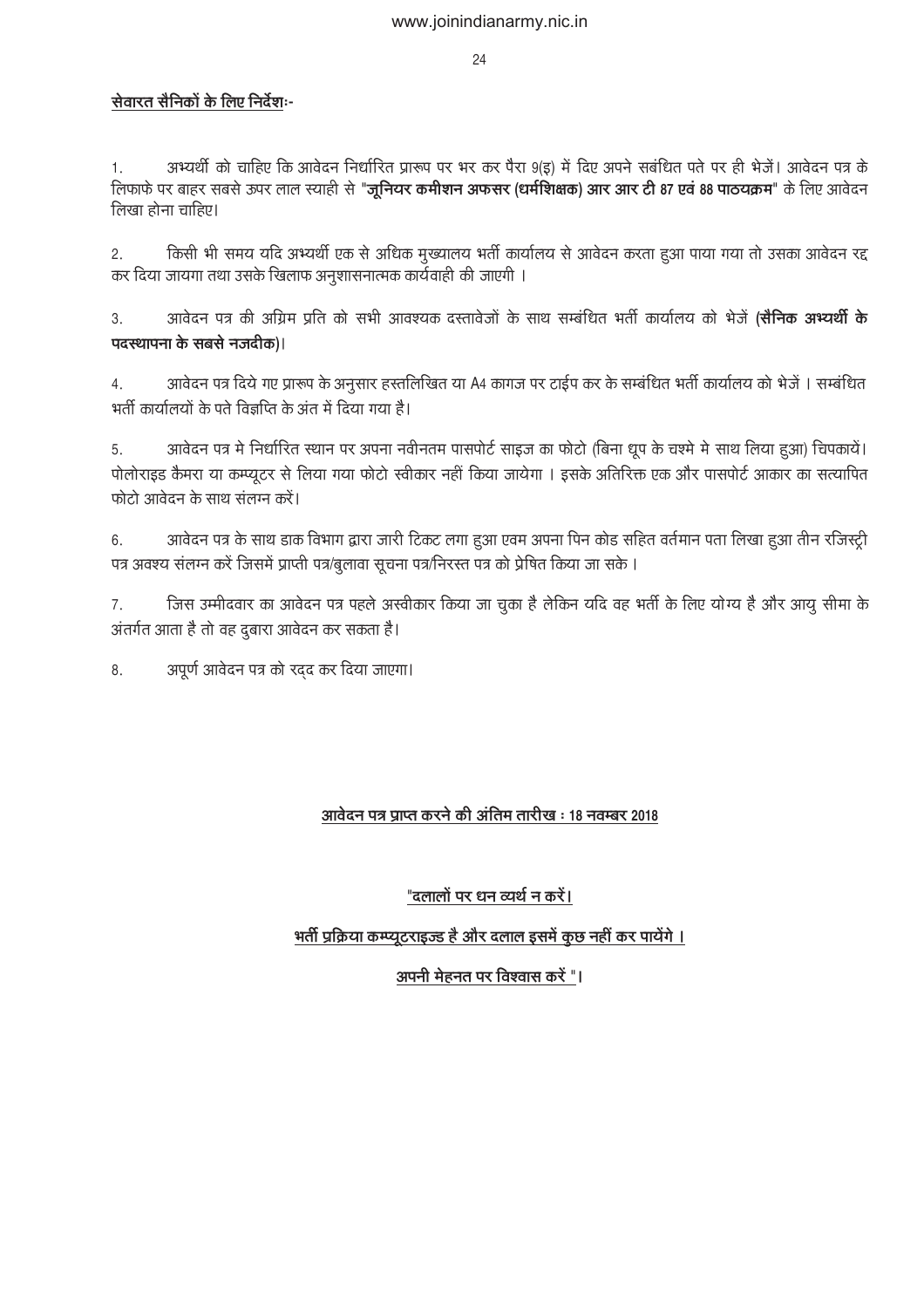**सेवारत सैनिकों के लिए निर्देशः-**

1. अभ्यर्थी को चाहिए कि आवेदन निर्धारित प्रारूप पर भर कर पैरा 9(इ) में दिए अपने सबंधित पते पर ही भेजें। आवेदन पत्र के लिफाफे पर बाहर सबसे ऊपर लाल स्याही से "**जूनियर कमीशन अफसर (धर्मशिक्षक) आर आर टी 87 एवं 88 पाठयक्रम**" के लिए आवेदन लिखा होना चाहिए।

2. किसी भी समय यदि अभ्यर्थी एक से अधिक मुख्यालय भर्ती कार्यालय से आवेदन करता हुआ पाया गया तो उसका आवेदन रद्द कर दिया जायगा तथा उसके खिलाफ अनुशासनात्मक कार्यवाही की जाएगी ।

3. आवेदन पत्र की अग्रिम प्रति को सभी आवश्यक दस्तावेजों के साथ सम्बंधित भर्ती कार्यालय को भेजें (**सैनिक अभ्यर्थी के पदस्थापना के सबसे नजदीक**)।

4. आवेदन पत्र दिये गए प्रारूप के अनुसार हस्तलिखित या A4 कागज पर टाईप कर के सम्बंधित भर्ती कार्यालय को भेजें । सम्बंधित भर्ती कार्यालयों के पते विज्ञप्ति के अंत में दिया गया है।

5. आवेदन पत्र मे निर्धारित स्थान पर अपना नवीनतम पासपोर्ट साइज का फोटो (बिना धूप के चश्मे मे साथ लिया हुआ) चिपकायें। पोलोराइड कैमरा या कम्प्यूटर से लिया गया फोटो स्वीकार नहीं किया जायेगा । इसके अतिरिक्त एक और पासपोर्ट आकार का सत्यापित फोटो आवेदन के साथ संलग्न करें।

6. आवेदन पत्र के साथ डाक विभाग द्वारा जारी टिकट लगा हुआ एवम अपना पिन कोड सहित वर्तमान पता लिखा हुआ तीन रजिस्ट्री पत्र अवश्य संलग्न करें जिसमें प्राप्ती पत्र/बुलावा सूचना पत्र/निरस्त पत्र को प्रेषित किया जा सके ।

7. जिस उम्मीदवार का आवेदन पत्र पहले अस्वीकार किया जा चुका है लेकिन यदि वह भर्ती के लिए योग्य है और आयु सीमा के अंतर्गत आता है तो वह दुबारा आवेदन कर सकता है।

8. अपूर्ण आवेदन पत्र को रद्द कर दिया जाएगा।

**आवेदन पत्र प्राप्त करने की अंतिम तारीख : 18 नवम्बर 2018**

**"दलालों पर धन व्यर्थ न करें।**

**भर्ती प्रक्रिया कम्प्यूटराइज्ड है और दलाल इसमें कुछ नहीं कर पायेंगे ।**

**अपनी मेहनत पर विश्वास करें "।**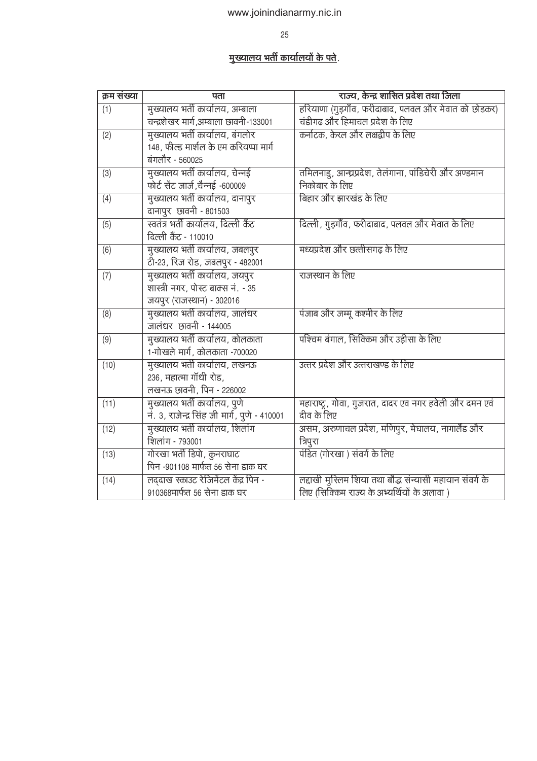## मुख्यालय भर्ती कार्यालयों के पते.

| क्रम संख्या | पता | राज्य, केन्द्र शासित प्रदेश तथा जिला |
|---|---|---|
| (1) | मुख्यालय भर्ती कार्यालय, अम्बाला<br>चन्द्रशेखर मार्ग,अम्बाला छावनी-133001 | हरियाणा (गुड़गाँव, फरीदाबाद, पलवल और मेवात को छोड़कर) चंडीगढ और हिमाचल प्रदेश के लिए |
| (2) | मुख्यालय भर्ती कार्यालय, बंगलोर<br>148, फील्ड मार्शल के एम करियप्पा मार्ग<br>बंगलौर - 560025 | कर्नाटक, केरल और लक्षद्वीप के लिए |
| (3) | मुख्यालय भर्ती कार्यालय, चेन्नई<br>फोर्ट सेंट जार्ज,चैन्नई -600009 | तमिलनाडु, आन्ध्रप्रदेश, तेलंगाना, पांडिचेरी और अण्डमान निकोबार के लिए |
| (4) | मुख्यालय भर्ती कार्यालय, दानापुर<br>दानापुर छावनी - 801503 | बिहार और झारखंड के लिए |
| (5) | स्वतंत्र भर्ती कार्यालय, दिल्ली कैंट<br>दिल्ली कैंट - 110010 | दिल्ली, गुड़गाँव, फरीदाबाद, पलवल और मेवात के लिए |
| (6) | मुख्यालय भर्ती कार्यालय, जबलपुर<br>टी-23, रिज रोड, जबलपुर - 482001 | मध्यप्रदेश और छत्तीसगढ़ के लिए |
| (7) | मुख्यालय भर्ती कार्यालय, जयपुर<br>शास्त्री नगर, पोस्ट बाक्स नं. - 35<br>जयपुर (राजस्थान) - 302016 | राजस्थान के लिए |
| (8) | मुख्यालय भर्ती कार्यालय, जालंधर<br>जालंधर छावनी - 144005 | पंजाब और जम्मू कश्मीर के लिए |
| (9) | मुख्यालय भर्ती कार्यालय, कोलकाता<br>1-गोखले मार्ग, कोलकाता -700020 | पश्चिम बंगाल, सिक्किम और उड़ीसा के लिए |
| (10) | मुख्यालय भर्ती कार्यालय, लखनऊ<br>236, महात्मा गॉधी रोड,<br>लखनऊ छावनी, पिन - 226002 | उत्तर प्रदेश और उत्तराखण्ड के लिए |
| (11) | मुख्यालय भर्ती कार्यालय, पुणे<br>नं. 3, राजेन्द्र सिंह जी मार्ग, पुणे - 410001 | महाराष्ट्र, गोवा, गुजरात, दादर एव नगर हवेली और दमन एवं दीव के लिए |
| (12) | मुख्यालय भर्ती कार्यालय, शिलांग<br>शिलांग - 793001 | असम, अरुणाचल प्रदेश, मणिपुर, मेघालय, नागालैंड और त्रिपुरा |
| (13) | गोरखा भर्ती डिपो, कुनराघाट<br>पिन -901108 मार्फत 56 सेना डाक घर | पंडित (गोरखा ) संवर्ग के लिए |
| (14) | लद्दाख स्काउट रेजिमेंटल केंद्र पिन -<br>910368मार्फत 56 सेना डाक घर | लद्दाखी मुस्लिम शिया तथा बौद्ध संन्यासी महायान संवर्ग के लिए (सिक्किम राज्य के अभ्यर्थियों के अलावा ) |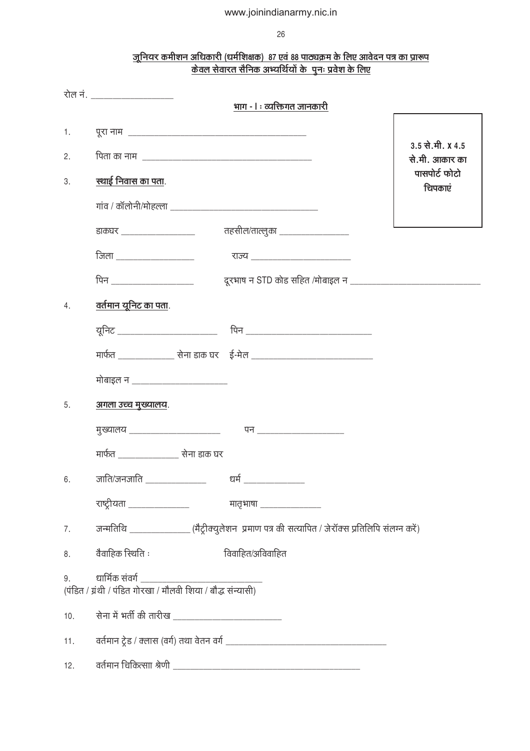**<u>जूनियर कमीशन अधिकारी (धर्मशिक्षक) 87 एवं 88 पाठ्यक्रम के लिए आवेदन पत्र का प्रारूप</u>**
**<u>केवल सेवारत सैनिक अभ्यर्थियों के पुनः प्रवेश के लिए</u>**

रोल नं. ___________________

**<u>भाग - I : व्यक्तिगत जानकारी</u>**

| 3.5 से.मी. X 4.5 से.मी. आकार का पासपोर्ट फोटो चिपकाएं |
|---|

1. पूरा नाम ________________________________________

2. पिता का नाम ______________________________________

3. **<u>स्थाई निवास का पता</u>**.

   गांव / कॉलोनी/मोहल्ला __________________________________

   डाकघर ________________ तहसील/ताल्लुका _______________

   जिला _________________ राज्य ______________________

   पिन __________________ दूरभाष न STD कोड सहित /मोबाइल न _____________________________

4. **<u>वर्तमान यूनिट का पता</u>**.

   यूनिट ______________________ पिन ____________________________

   मार्फत ____________ सेना डाक घर ई-मेल ___________________________

   मोबाइल न _____________________

5. **<u>अगला उच्च मुख्यालय</u>**.

   मुख्यालय ____________________ पन ___________________

   मार्फत _____________ सेना डाक घर

6. जाति/जनजाति _____________ धर्म _____________

   राष्ट्रीयता _____________ मातृभाषा _____________

7. जन्मतिथि _____________ (मैट्रीक्युलेशन प्रमाण पत्र की सत्यापित / जेरॉक्स प्रतिलिपि संलग्न करें)

8. वैवाहिक स्थिति : विवाहित/अविवाहित

9. धार्मिक संवर्ग ___________________________
(पंडित / ग्रंथी / पंडित गोरखा / मौलवी शिया / बौद्ध संन्यासी)

10. सेना में भर्ती की तारीख ________________________

11. वर्तमान ट्रेड / क्लास (वर्ग) तथा वेतन वर्ग _____________________________________

12. वर्तमान चिकित्साा श्रेणी ____________________________________________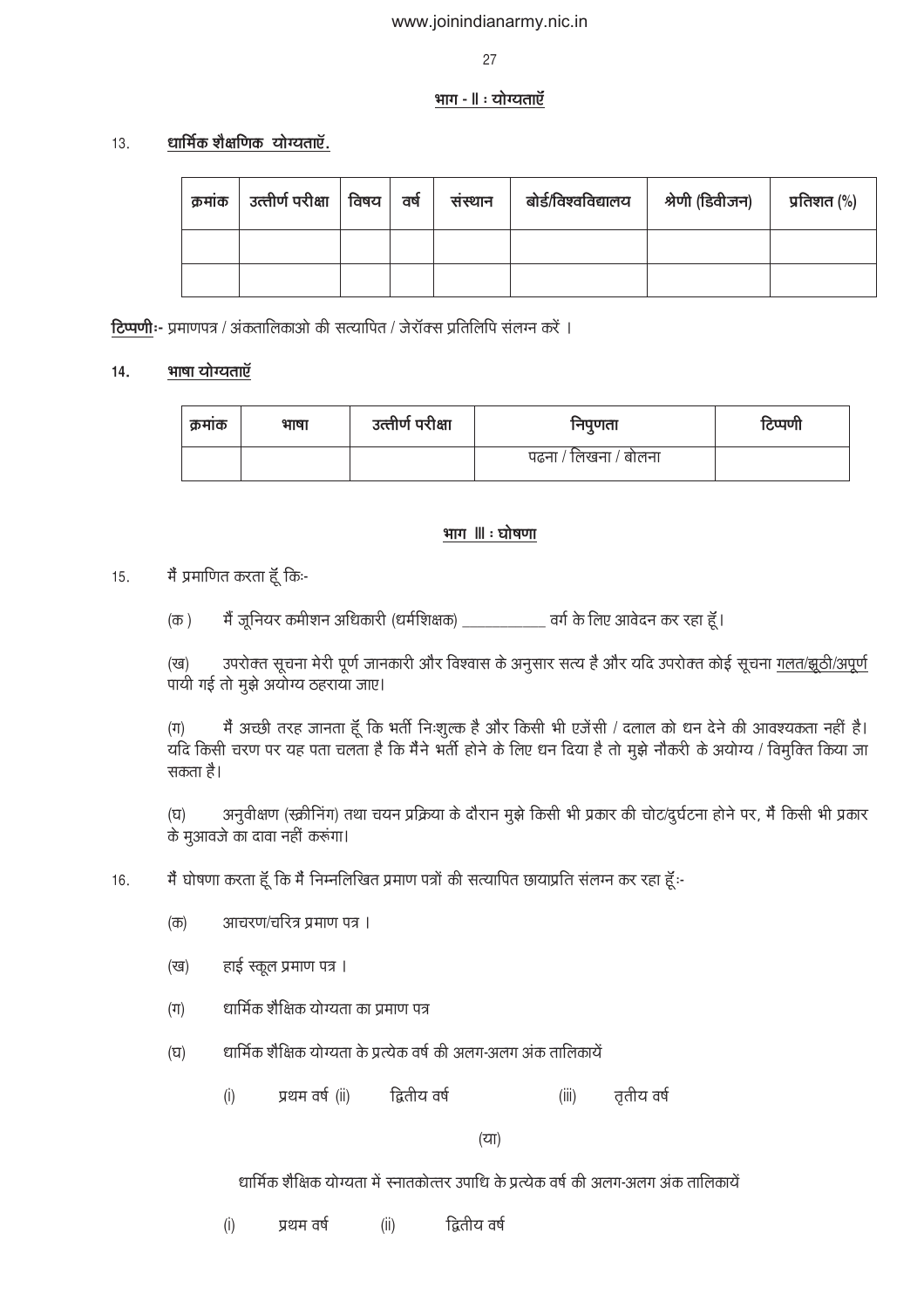## भाग - II : योग्यताएँ

13. **धार्मिक शैक्षणिक योग्यताएँ.**

| क्रमांक | उत्तीर्ण परीक्षा | विषय | वर्ष | संस्थान | बोर्ड/विश्वविद्यालय | श्रेणी (डिवीजन) | प्रतिशत (%) |
|---|---|---|---|---|---|---|---|
| | | | | | | | |
| | | | | | | | |

**टिप्पणी**:- प्रमाणपत्र / अंकतालिकाओ की सत्यापित / जेरॉक्स प्रतिलिपि संलग्न करें ।

14. **भाषा योग्यताएँ**

| क्रमांक | भाषा | उत्तीर्ण परीक्षा | निपुणता | टिप्पणी |
|---|---|---|---|---|
| | | | पढना / लिखना / बोलना | |

## भाग III : घोषणा

15. मैं प्रमाणित करता हूँ किः-

(क) मैं जूनियर कमीशन अधिकारी (धर्मशिक्षक) ___________ वर्ग के लिए आवेदन कर रहा हूँ।

(ख) उपरोक्त सूचना मेरी पूर्ण जानकारी और विश्वास के अनुसार सत्य है और यदि उपरोक्त कोई सूचना गलत/झूठी/अपूर्ण पायी गई तो मुझे अयोग्य ठहराया जाए।

(ग) मैं अच्छी तरह जानता हूँ कि भर्ती निःशुल्क है और किसी भी एजेंसी / दलाल को धन देने की आवश्यकता नहीं है। यदि किसी चरण पर यह पता चलता है कि मैंने भर्ती होने के लिए धन दिया है तो मुझे नौकरी के अयोग्य / विमुक्ति किया जा सकता है।

(घ) अनुवीक्षण (स्क्रीनिंग) तथा चयन प्रक्रिया के दौरान मुझे किसी भी प्रकार की चोट/दुर्घटना होने पर, मैं किसी भी प्रकार के मुआवजे का दावा नहीं करूंगा।

16. मैं घोषणा करता हूँ कि मैं निम्नलिखित प्रमाण पत्रों की सत्यापित छायाप्रति संलग्न कर रहा हूँ:-

(क) आचरण/चरित्र प्रमाण पत्र ।

(ख) हाई स्कूल प्रमाण पत्र ।

(ग) धार्मिक शैक्षिक योग्यता का प्रमाण पत्र

(घ) धार्मिक शैक्षिक योग्यता के प्रत्येक वर्ष की अलग-अलग अंक तालिकायें

(i) प्रथम वर्ष (ii) द्वितीय वर्ष (iii) तृतीय वर्ष

(या)

धार्मिक शैक्षिक योग्यता में स्नातकोत्तर उपाधि के प्रत्येक वर्ष की अलग-अलग अंक तालिकायें

(i) प्रथम वर्ष (ii) द्वितीय वर्ष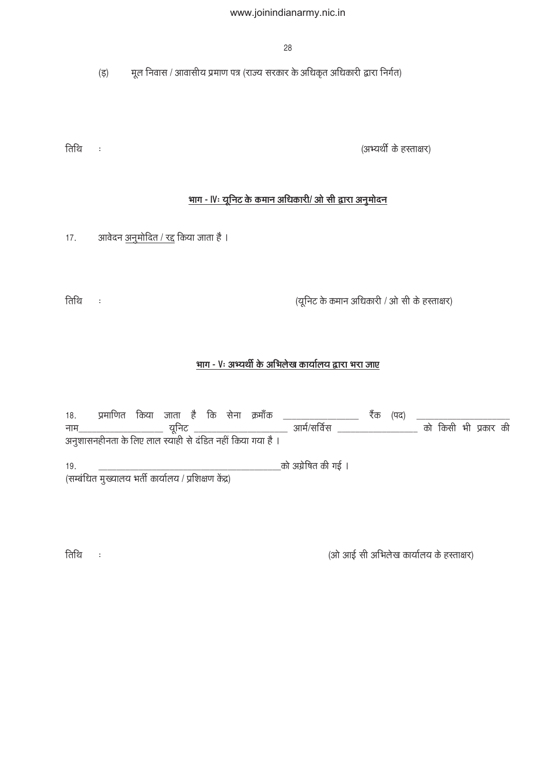(ङ) मूल निवास / आवासीय प्रमाण पत्र (राज्य सरकार के अधिकृत अधिकारी द्वारा निर्गत)

तिथि : (अभ्यर्थी के हस्ताक्षर)

## भाग - IV: यूनिट के कमान अधिकारी/ ओ सी द्वारा अनुमोदन

17. आवेदन अनुमोदित / रद्द किया जाता है ।

तिथि : (यूनिट के कमान अधिकारी / ओ सी के हस्ताक्षर)

## भाग - V: अभ्यर्थी के अभिलेख कार्यालय द्वारा भरा जाए

18. प्रमाणित किया जाता है कि सेना क्रमाँक ________________ रैंक (पद) ____________________ नाम__________________ यूनिट ____________________ आर्म/सर्विस __________________ को किसी भी प्रकार की अनुशासनहीनता के लिए लाल स्याही से दंडित नहीं किया गया है ।

19. __________________________________________को अग्रेषित की गई ।
(सम्बंधित मुख्यालय भर्ती कार्यालय / प्रशिक्षण केंद्र)

तिथि : (ओ आई सी अभिलेख कार्यालय के हस्ताक्षर)